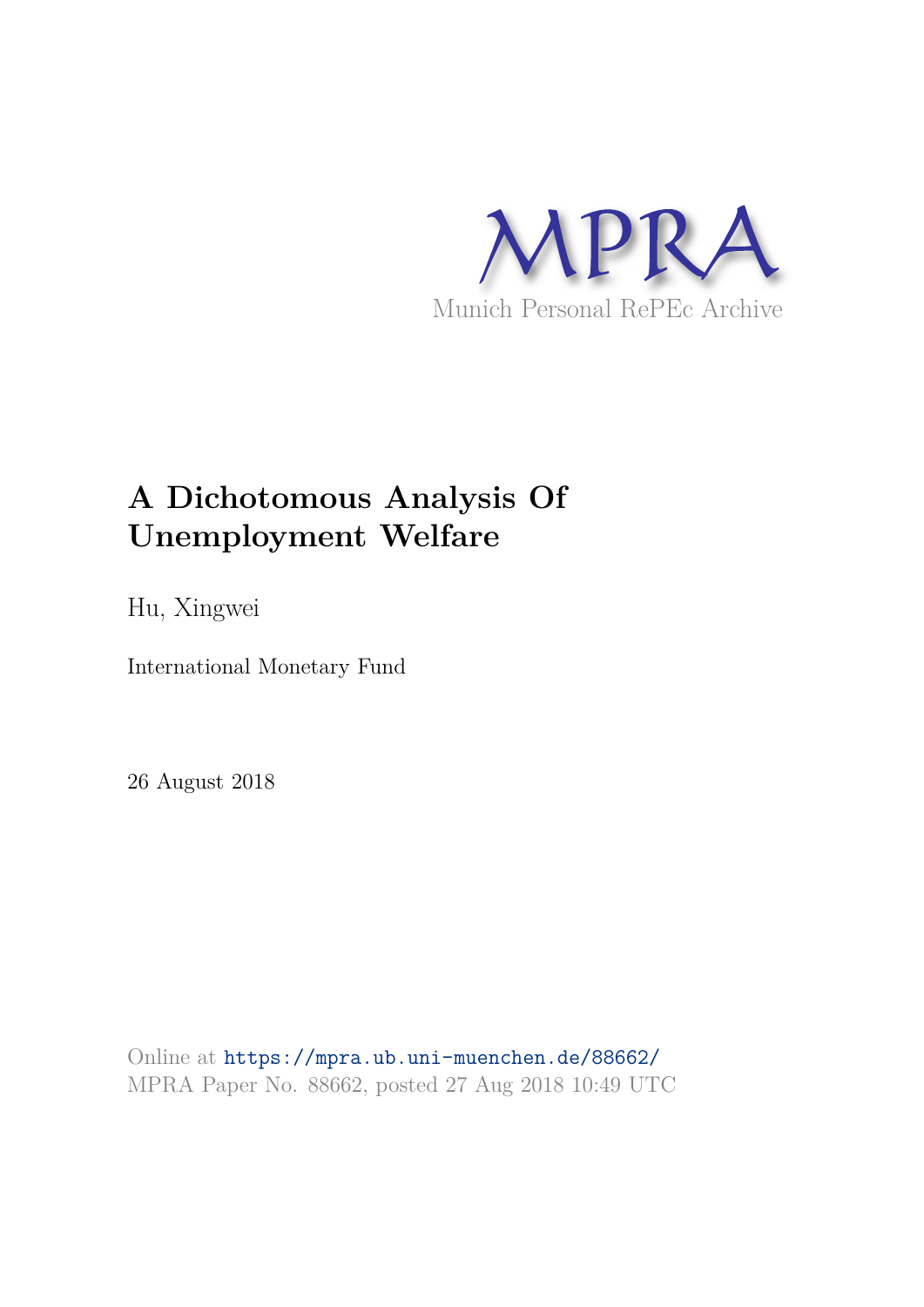MPRA

Munich Personal RePEc Archive

# A Dichotomous Analysis Of Unemployment Welfare

Hu, Xingwei

International Monetary Fund

26 August 2018

Online at https://mpra.ub.uni-muenchen.de/88662/
MPRA Paper No. 88662, posted 27 Aug 2018 10:49 UTC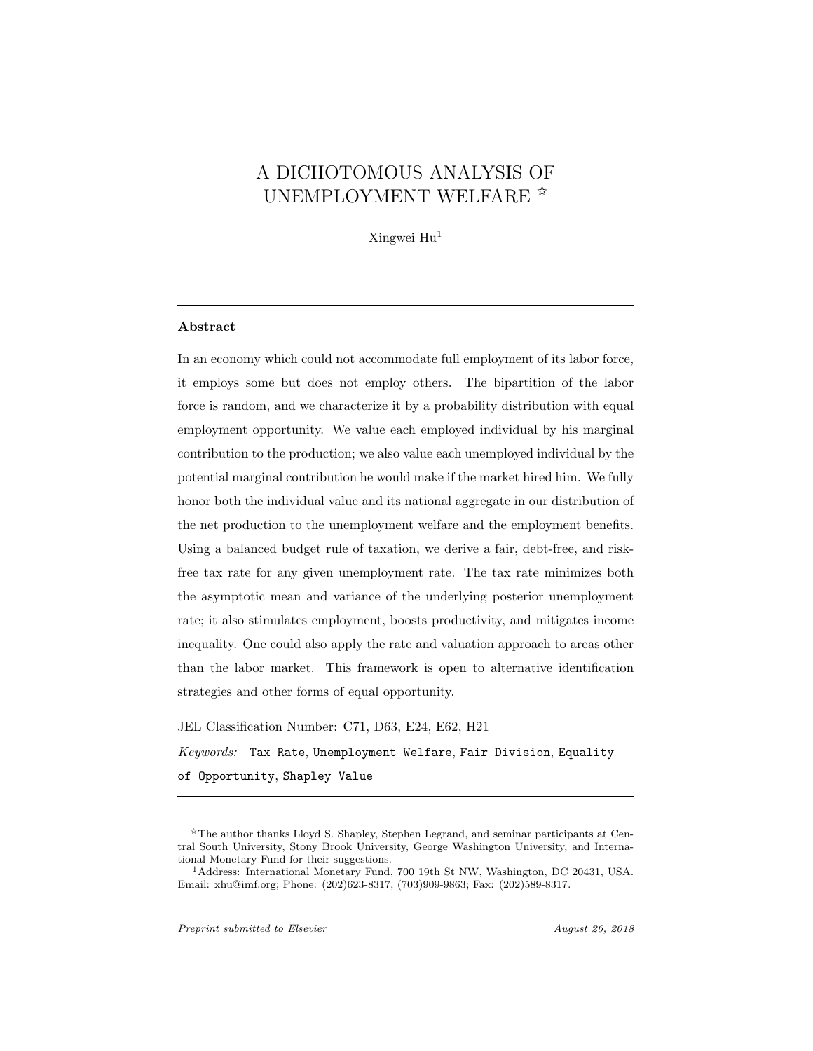#### A DICHOTOMOUS ANALYSIS OF UNEMPLOYMENT WELFARE ☆

Xingwei Hu[1]

---

**Abstract**

In an economy which could not accommodate full employment of its labor force, it employs some but does not employ others. The bipartition of the labor force is random, and we characterize it by a probability distribution with equal employment opportunity. We value each employed individual by his marginal contribution to the production; we also value each unemployed individual by the potential marginal contribution he would make if the market hired him. We fully honor both the individual value and its national aggregate in our distribution of the net production to the unemployment welfare and the employment benefits. Using a balanced budget rule of taxation, we derive a fair, debt-free, and risk-free tax rate for any given unemployment rate. The tax rate minimizes both the asymptotic mean and variance of the underlying posterior unemployment rate; it also stimulates employment, boosts productivity, and mitigates income inequality. One could also apply the rate and valuation approach to areas other than the labor market. This framework is open to alternative identification strategies and other forms of equal opportunity.

JEL Classification Number: C71, D63, E24, E62, H21

*Keywords:* `Tax Rate`, `Unemployment Welfare`, `Fair Division`, `Equality of Opportunity`, `Shapley Value`

---

☆The author thanks Lloyd S. Shapley, Stephen Legrand, and seminar participants at Central South University, Stony Brook University, George Washington University, and International Monetary Fund for their suggestions.

[1]Address: International Monetary Fund, 700 19th St NW, Washington, DC 20431, USA. Email: xhu@imf.org; Phone: (202)623-8317, (703)909-9863; Fax: (202)589-8317.

*Preprint submitted to Elsevier* *August 26, 2018*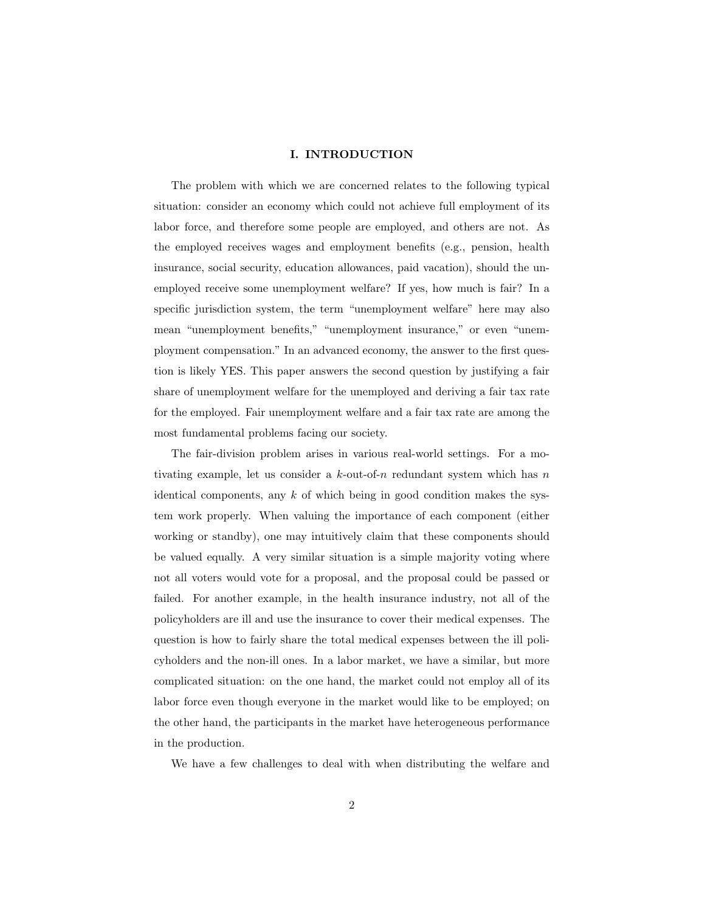## I. INTRODUCTION

The problem with which we are concerned relates to the following typical situation: consider an economy which could not achieve full employment of its labor force, and therefore some people are employed, and others are not. As the employed receives wages and employment benefits (e.g., pension, health insurance, social security, education allowances, paid vacation), should the unemployed receive some unemployment welfare? If yes, how much is fair? In a specific jurisdiction system, the term "unemployment welfare" here may also mean "unemployment benefits," "unemployment insurance," or even "unemployment compensation." In an advanced economy, the answer to the first question is likely YES. This paper answers the second question by justifying a fair share of unemployment welfare for the unemployed and deriving a fair tax rate for the employed. Fair unemployment welfare and a fair tax rate are among the most fundamental problems facing our society.

The fair-division problem arises in various real-world settings. For a motivating example, let us consider a $k$-out-of-$n$ redundant system which has $n$ identical components, any $k$ of which being in good condition makes the system work properly. When valuing the importance of each component (either working or standby), one may intuitively claim that these components should be valued equally. A very similar situation is a simple majority voting where not all voters would vote for a proposal, and the proposal could be passed or failed. For another example, in the health insurance industry, not all of the policyholders are ill and use the insurance to cover their medical expenses. The question is how to fairly share the total medical expenses between the ill policyholders and the non-ill ones. In a labor market, we have a similar, but more complicated situation: on the one hand, the market could not employ all of its labor force even though everyone in the market would like to be employed; on the other hand, the participants in the market have heterogeneous performance in the production.

We have a few challenges to deal with when distributing the welfare and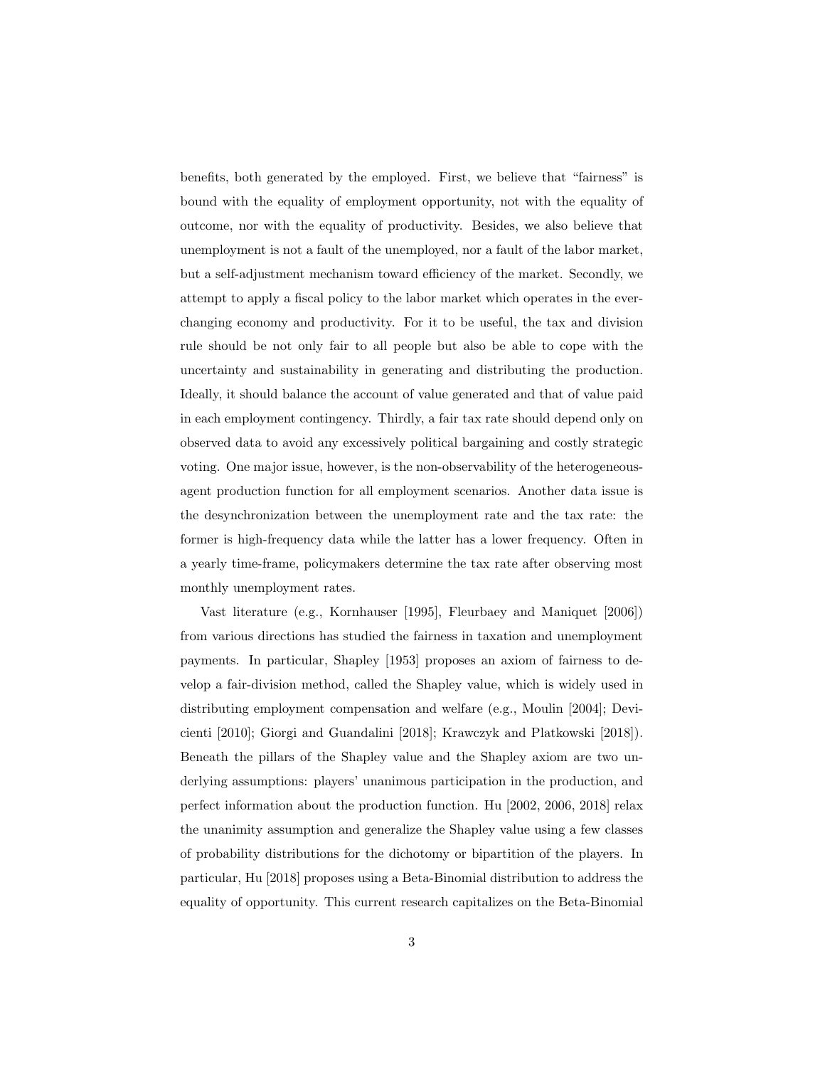benefits, both generated by the employed. First, we believe that "fairness" is bound with the equality of employment opportunity, not with the equality of outcome, nor with the equality of productivity. Besides, we also believe that unemployment is not a fault of the unemployed, nor a fault of the labor market, but a self-adjustment mechanism toward efficiency of the market. Secondly, we attempt to apply a fiscal policy to the labor market which operates in the ever-changing economy and productivity. For it to be useful, the tax and division rule should be not only fair to all people but also be able to cope with the uncertainty and sustainability in generating and distributing the production. Ideally, it should balance the account of value generated and that of value paid in each employment contingency. Thirdly, a fair tax rate should depend only on observed data to avoid any excessively political bargaining and costly strategic voting. One major issue, however, is the non-observability of the heterogeneous-agent production function for all employment scenarios. Another data issue is the desynchronization between the unemployment rate and the tax rate: the former is high-frequency data while the latter has a lower frequency. Often in a yearly time-frame, policymakers determine the tax rate after observing most monthly unemployment rates.

Vast literature (e.g., Kornhauser [1995], Fleurbaey and Maniquet [2006]) from various directions has studied the fairness in taxation and unemployment payments. In particular, Shapley [1953] proposes an axiom of fairness to develop a fair-division method, called the Shapley value, which is widely used in distributing employment compensation and welfare (e.g., Moulin [2004]; Devicienti [2010]; Giorgi and Guandalini [2018]; Krawczyk and Platkowski [2018]). Beneath the pillars of the Shapley value and the Shapley axiom are two underlying assumptions: players' unanimous participation in the production, and perfect information about the production function. Hu [2002, 2006, 2018] relax the unanimity assumption and generalize the Shapley value using a few classes of probability distributions for the dichotomy or bipartition of the players. In particular, Hu [2018] proposes using a Beta-Binomial distribution to address the equality of opportunity. This current research capitalizes on the Beta-Binomial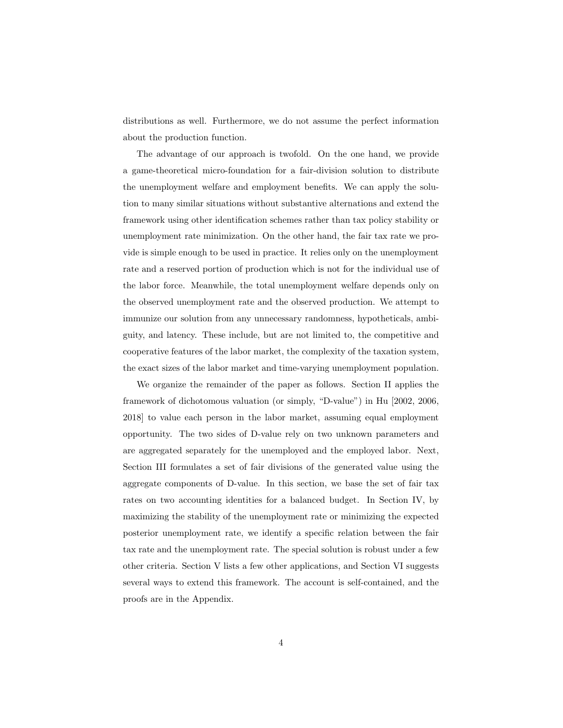distributions as well. Furthermore, we do not assume the perfect information about the production function.

The advantage of our approach is twofold. On the one hand, we provide a game-theoretical micro-foundation for a fair-division solution to distribute the unemployment welfare and employment benefits. We can apply the solution to many similar situations without substantive alternations and extend the framework using other identification schemes rather than tax policy stability or unemployment rate minimization. On the other hand, the fair tax rate we provide is simple enough to be used in practice. It relies only on the unemployment rate and a reserved portion of production which is not for the individual use of the labor force. Meanwhile, the total unemployment welfare depends only on the observed unemployment rate and the observed production. We attempt to immunize our solution from any unnecessary randomness, hypotheticals, ambiguity, and latency. These include, but are not limited to, the competitive and cooperative features of the labor market, the complexity of the taxation system, the exact sizes of the labor market and time-varying unemployment population.

We organize the remainder of the paper as follows. Section II applies the framework of dichotomous valuation (or simply, "D-value") in Hu [2002, 2006, 2018] to value each person in the labor market, assuming equal employment opportunity. The two sides of D-value rely on two unknown parameters and are aggregated separately for the unemployed and the employed labor. Next, Section III formulates a set of fair divisions of the generated value using the aggregate components of D-value. In this section, we base the set of fair tax rates on two accounting identities for a balanced budget. In Section IV, by maximizing the stability of the unemployment rate or minimizing the expected posterior unemployment rate, we identify a specific relation between the fair tax rate and the unemployment rate. The special solution is robust under a few other criteria. Section V lists a few other applications, and Section VI suggests several ways to extend this framework. The account is self-contained, and the proofs are in the Appendix.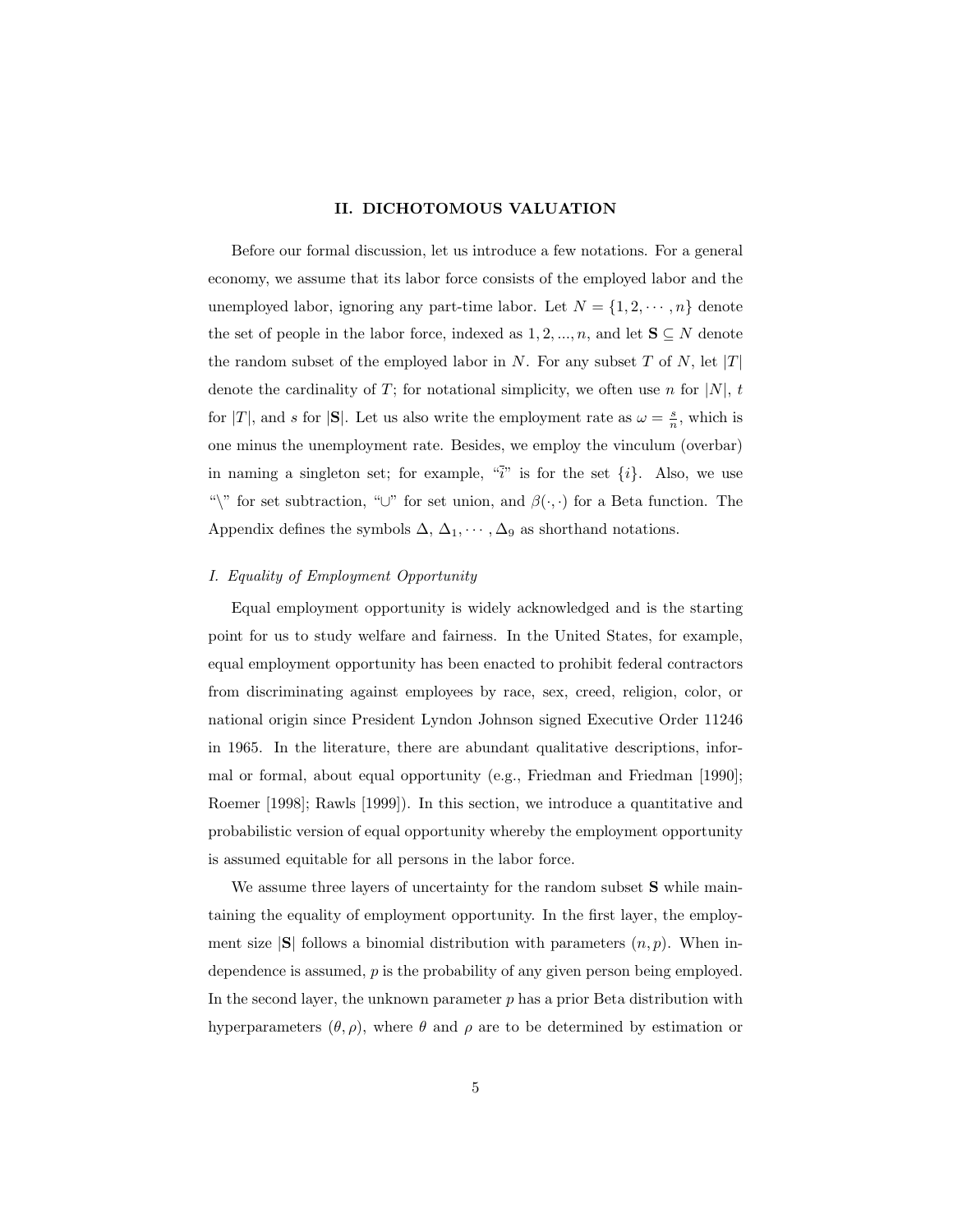## II. DICHOTOMOUS VALUATION

Before our formal discussion, let us introduce a few notations. For a general economy, we assume that its labor force consists of the employed labor and the unemployed labor, ignoring any part-time labor. Let $N = \{1, 2, \cdots, n\}$ denote the set of people in the labor force, indexed as $1, 2, ..., n$, and let $\mathbf{S} \subseteq N$ denote the random subset of the employed labor in $N$. For any subset $T$ of $N$, let $|T|$ denote the cardinality of $T$; for notational simplicity, we often use $n$ for $|N|$, $t$ for $|T|$, and $s$ for $|\mathbf{S}|$. Let us also write the employment rate as $\omega = \frac{s}{n}$, which is one minus the unemployment rate. Besides, we employ the vinculum (overbar) in naming a singleton set; for example, "$\bar{i}$" is for the set $\{i\}$. Also, we use "$\setminus$" for set subtraction, "$\cup$" for set union, and $\beta(\cdot, \cdot)$ for a Beta function. The Appendix defines the symbols $\Delta$, $\Delta_1, \cdots, \Delta_9$ as shorthand notations.

### *I. Equality of Employment Opportunity*

Equal employment opportunity is widely acknowledged and is the starting point for us to study welfare and fairness. In the United States, for example, equal employment opportunity has been enacted to prohibit federal contractors from discriminating against employees by race, sex, creed, religion, color, or national origin since President Lyndon Johnson signed Executive Order 11246 in 1965. In the literature, there are abundant qualitative descriptions, informal or formal, about equal opportunity (e.g., Friedman and Friedman [1990]; Roemer [1998]; Rawls [1999]). In this section, we introduce a quantitative and probabilistic version of equal opportunity whereby the employment opportunity is assumed equitable for all persons in the labor force.

We assume three layers of uncertainty for the random subset $\mathbf{S}$ while maintaining the equality of employment opportunity. In the first layer, the employment size $|\mathbf{S}|$ follows a binomial distribution with parameters $(n, p)$. When independence is assumed, $p$ is the probability of any given person being employed. In the second layer, the unknown parameter $p$ has a prior Beta distribution with hyperparameters $(\theta, \rho)$, where $\theta$ and $\rho$ are to be determined by estimation or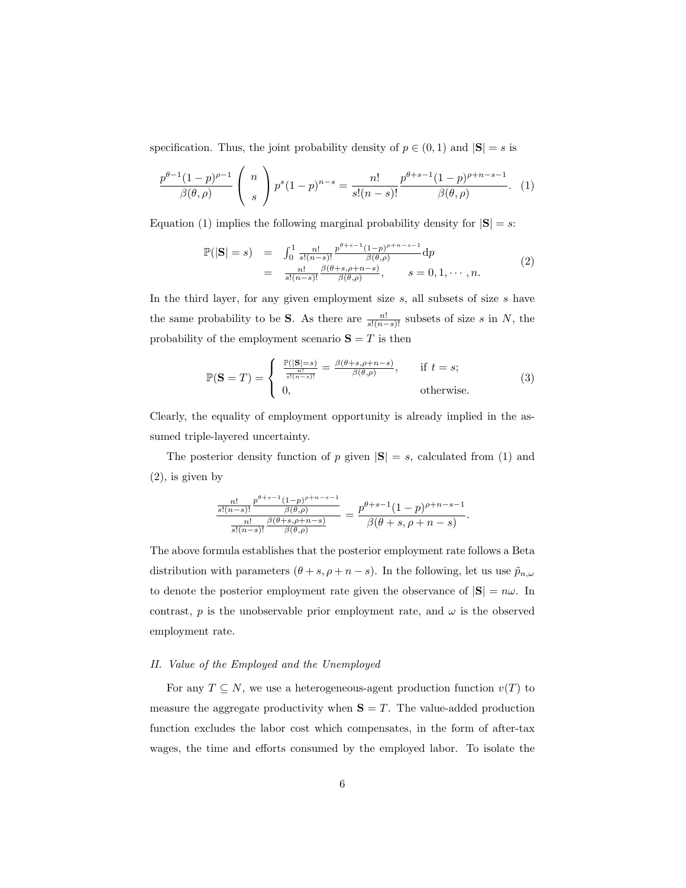specification. Thus, the joint probability density of $p \in (0, 1)$ and $|\mathbf{S}| = s$ is

$$\frac{p^{\theta-1}(1-p)^{\rho-1}}{\beta(\theta,\rho)} \left( \begin{array}{c} n \\ s \end{array} \right) p^s (1-p)^{n-s} = \frac{n!}{s!(n-s)!} \frac{p^{\theta+s-1}(1-p)^{\rho+n-s-1}}{\beta(\theta,\rho)}. \quad (1)$$

Equation (1) implies the following marginal probability density for $|\mathbf{S}| = s$:

$$\begin{array}{rcl} \mathbb{P}(|\mathbf{S}| = s) & = & \int_0^1 \frac{n!}{s!(n-s)!} \frac{p^{\theta+s-1}(1-p)^{\rho+n-s-1}}{\beta(\theta,\rho)} \mathrm{d}p \\ & = & \frac{n!}{s!(n-s)!} \frac{\beta(\theta+s,\rho+n-s)}{\beta(\theta,\rho)}, \qquad s = 0, 1, \cdots, n. \end{array} \quad (2)$$

In the third layer, for any given employment size $s$, all subsets of size $s$ have the same probability to be $\mathbf{S}$. As there are $\frac{n!}{s!(n-s)!}$ subsets of size $s$ in $N$, the probability of the employment scenario $\mathbf{S} = T$ is then

$$\mathbb{P}(\mathbf{S} = T) = \left\{ \begin{array}{ll} \frac{\mathbb{P}(|\mathbf{S}|=s)}{\frac{n!}{s!(n-s)!}} = \frac{\beta(\theta+s,\rho+n-s)}{\beta(\theta,\rho)}, & \text{if } t = s; \\ 0, & \text{otherwise.} \end{array} \right. \quad (3)$$

Clearly, the equality of employment opportunity is already implied in the assumed triple-layered uncertainty.

The posterior density function of $p$ given $|\mathbf{S}| = s$, calculated from (1) and (2), is given by

$$\frac{\frac{n!}{s!(n-s)!} \frac{p^{\theta+s-1}(1-p)^{\rho+n-s-1}}{\beta(\theta,\rho)}}{\frac{n!}{s!(n-s)!} \frac{\beta(\theta+s,\rho+n-s)}{\beta(\theta,\rho)}} = \frac{p^{\theta+s-1}(1-p)^{\rho+n-s-1}}{\beta(\theta+s,\rho+n-s)}.$$

The above formula establishes that the posterior employment rate follows a Beta distribution with parameters $(\theta + s, \rho + n - s)$. In the following, let us use $\tilde{p}_{n,\omega}$ to denote the posterior employment rate given the observance of $|\mathbf{S}| = n\omega$. In contrast, $p$ is the unobservable prior employment rate, and $\omega$ is the observed employment rate.

### *II. Value of the Employed and the Unemployed*

For any $T \subseteq N$, we use a heterogeneous-agent production function $v(T)$ to measure the aggregate productivity when $\mathbf{S} = T$. The value-added production function excludes the labor cost which compensates, in the form of after-tax wages, the time and efforts consumed by the employed labor. To isolate the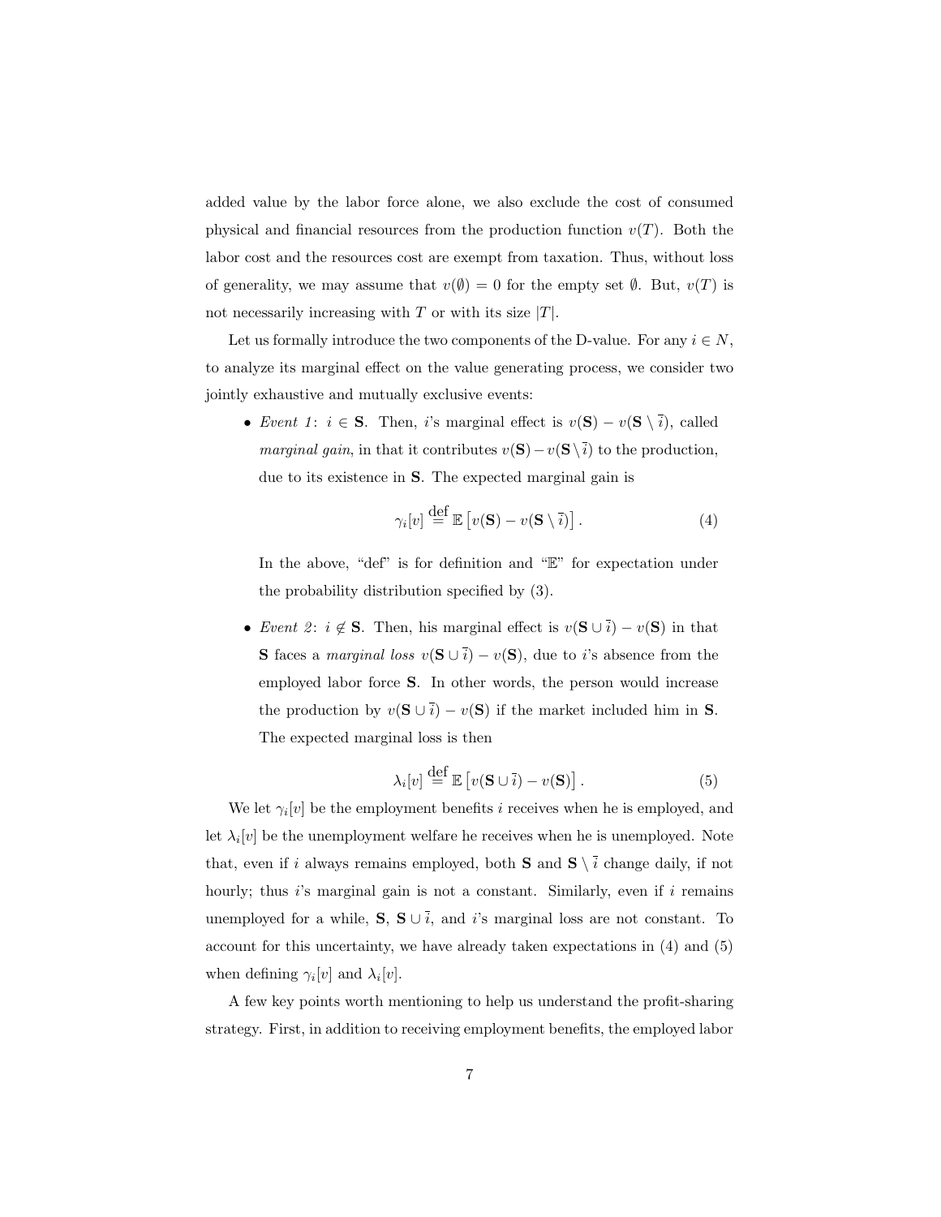added value by the labor force alone, we also exclude the cost of consumed physical and financial resources from the production function $v(T)$. Both the labor cost and the resources cost are exempt from taxation. Thus, without loss of generality, we may assume that $v(\emptyset) = 0$ for the empty set $\emptyset$. But, $v(T)$ is not necessarily increasing with $T$ or with its size $|T|$.

Let us formally introduce the two components of the D-value. For any $i \in N$, to analyze its marginal effect on the value generating process, we consider two jointly exhaustive and mutually exclusive events:

- *Event 1*: $i \in \mathbf{S}$. Then, $i$'s marginal effect is $v(\mathbf{S}) - v(\mathbf{S} \setminus \bar{i})$, called *marginal gain*, in that it contributes $v(\mathbf{S}) - v(\mathbf{S} \setminus \bar{i})$ to the production, due to its existence in $\mathbf{S}$. The expected marginal gain is

$$\gamma_i[v] \stackrel{\text{def}}{=} \mathbb{E}\left[v(\mathbf{S}) - v(\mathbf{S} \setminus \bar{i})\right]. \tag{4}$$

  In the above, "def" is for definition and "$\mathbb{E}$" for expectation under the probability distribution specified by (3).

- *Event 2*: $i \notin \mathbf{S}$. Then, his marginal effect is $v(\mathbf{S} \cup \bar{i}) - v(\mathbf{S})$ in that $\mathbf{S}$ faces a *marginal loss* $v(\mathbf{S} \cup \bar{i}) - v(\mathbf{S})$, due to $i$'s absence from the employed labor force $\mathbf{S}$. In other words, the person would increase the production by $v(\mathbf{S} \cup \bar{i}) - v(\mathbf{S})$ if the market included him in $\mathbf{S}$. The expected marginal loss is then

$$\lambda_i[v] \stackrel{\text{def}}{=} \mathbb{E}\left[v(\mathbf{S} \cup \bar{i}) - v(\mathbf{S})\right]. \tag{5}$$

We let $\gamma_i[v]$ be the employment benefits $i$ receives when he is employed, and let $\lambda_i[v]$ be the unemployment welfare he receives when he is unemployed. Note that, even if $i$ always remains employed, both $\mathbf{S}$ and $\mathbf{S} \setminus \bar{i}$ change daily, if not hourly; thus $i$'s marginal gain is not a constant. Similarly, even if $i$ remains unemployed for a while, $\mathbf{S}$, $\mathbf{S} \cup \bar{i}$, and $i$'s marginal loss are not constant. To account for this uncertainty, we have already taken expectations in (4) and (5) when defining $\gamma_i[v]$ and $\lambda_i[v]$.

A few key points worth mentioning to help us understand the profit-sharing strategy. First, in addition to receiving employment benefits, the employed labor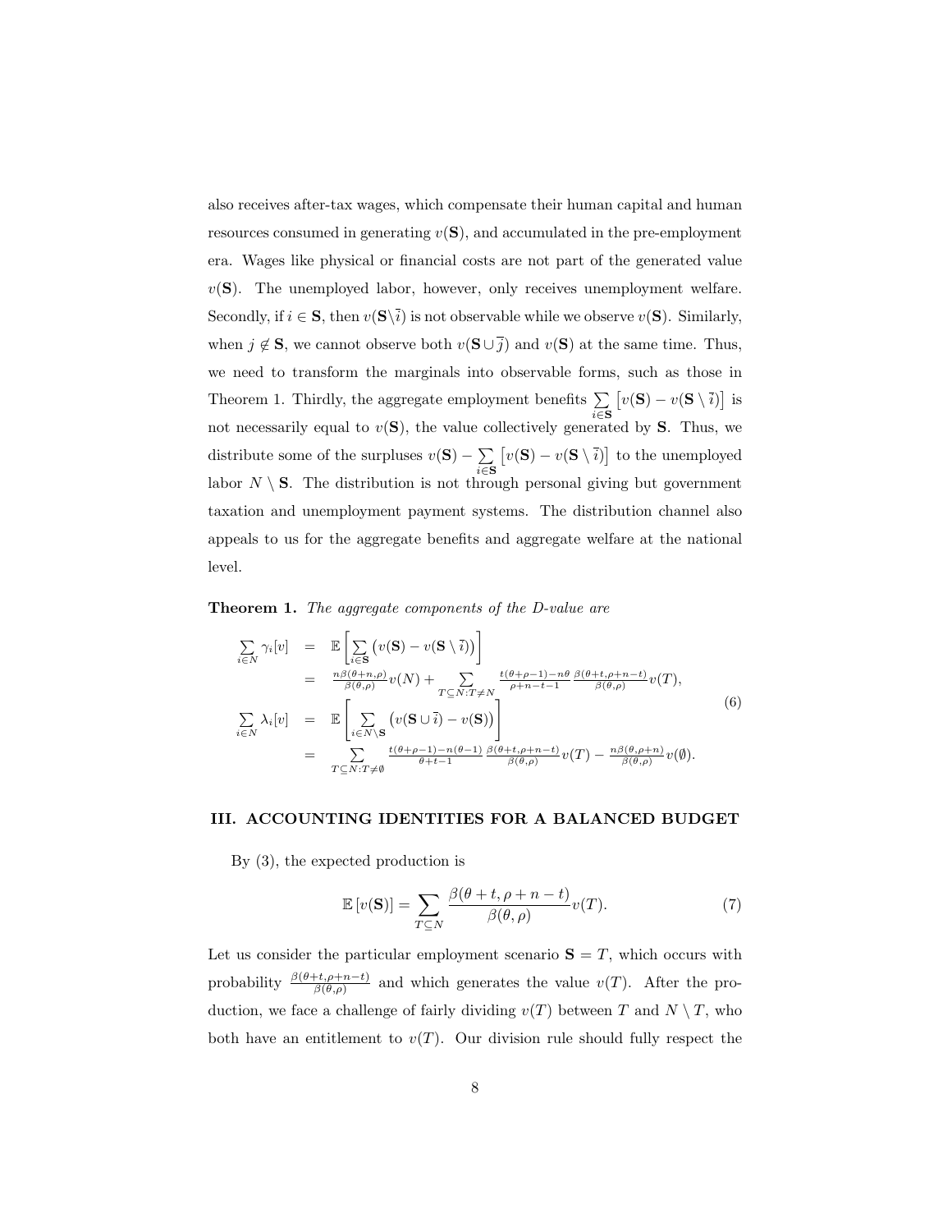also receives after-tax wages, which compensate their human capital and human resources consumed in generating $v(\mathbf{S})$, and accumulated in the pre-employment era. Wages like physical or financial costs are not part of the generated value $v(\mathbf{S})$. The unemployed labor, however, only receives unemployment welfare. Secondly, if $i \in \mathbf{S}$, then $v(\mathbf{S}\setminus\bar{i})$ is not observable while we observe $v(\mathbf{S})$. Similarly, when $j \notin \mathbf{S}$, we cannot observe both $v(\mathbf{S}\cup\bar{j})$ and $v(\mathbf{S})$ at the same time. Thus, we need to transform the marginals into observable forms, such as those in Theorem 1. Thirdly, the aggregate employment benefits $\sum_{i\in\mathbf{S}}\left[v(\mathbf{S}) - v(\mathbf{S}\setminus\bar{i})\right]$ is not necessarily equal to $v(\mathbf{S})$, the value collectively generated by $\mathbf{S}$. Thus, we distribute some of the surpluses $v(\mathbf{S}) - \sum_{i\in\mathbf{S}}\left[v(\mathbf{S}) - v(\mathbf{S}\setminus\bar{i})\right]$ to the unemployed labor $N \setminus \mathbf{S}$. The distribution is not through personal giving but government taxation and unemployment payment systems. The distribution channel also appeals to us for the aggregate benefits and aggregate welfare at the national level.

**Theorem 1.** *The aggregate components of the D-value are*

$$
\begin{aligned}
\sum_{i\in N}\gamma_i[v] &= \mathbb{E}\left[\sum_{i\in\mathbf{S}}\left(v(\mathbf{S}) - v(\mathbf{S}\setminus\bar{i})\right)\right] \\
&= \frac{n\beta(\theta+n,\rho)}{\beta(\theta,\rho)}v(N) + \sum_{T\subseteq N:T\neq N}\frac{t(\theta+\rho-1)-n\theta}{\rho+n-t-1}\frac{\beta(\theta+t,\rho+n-t)}{\beta(\theta,\rho)}v(T), \\
\sum_{i\in N}\lambda_i[v] &= \mathbb{E}\left[\sum_{i\in N\setminus\mathbf{S}}\left(v(\mathbf{S}\cup\bar{i}) - v(\mathbf{S})\right)\right] \\
&= \sum_{T\subseteq N:T\neq\emptyset}\frac{t(\theta+\rho-1)-n(\theta-1)}{\theta+t-1}\frac{\beta(\theta+t,\rho+n-t)}{\beta(\theta,\rho)}v(T) - \frac{n\beta(\theta,\rho+n)}{\beta(\theta,\rho)}v(\emptyset).
\end{aligned}
\tag{6}
$$

## III. ACCOUNTING IDENTITIES FOR A BALANCED BUDGET

By (3), the expected production is

$$
\mathbb{E}\left[v(\mathbf{S})\right] = \sum_{T\subseteq N}\frac{\beta(\theta+t,\rho+n-t)}{\beta(\theta,\rho)}v(T). \tag{7}
$$

Let us consider the particular employment scenario $\mathbf{S} = T$, which occurs with probability $\frac{\beta(\theta+t,\rho+n-t)}{\beta(\theta,\rho)}$ and which generates the value $v(T)$. After the production, we face a challenge of fairly dividing $v(T)$ between $T$ and $N \setminus T$, who both have an entitlement to $v(T)$. Our division rule should fully respect the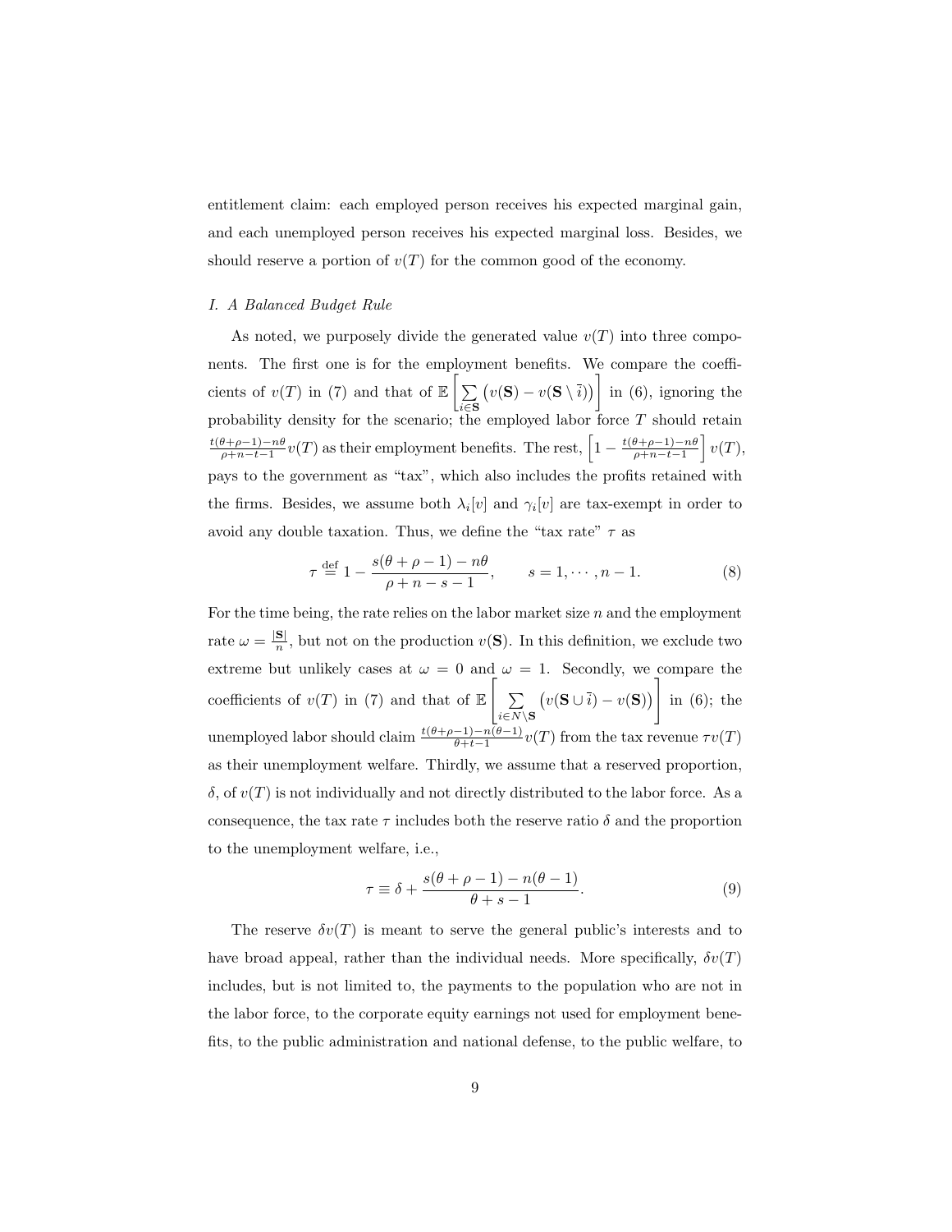entitlement claim: each employed person receives his expected marginal gain, and each unemployed person receives his expected marginal loss. Besides, we should reserve a portion of $v(T)$ for the common good of the economy.

### *I. A Balanced Budget Rule*

As noted, we purposely divide the generated value $v(T)$ into three components. The first one is for the employment benefits. We compare the coefficients of $v(T)$ in (7) and that of $\mathbb{E}\left[\sum_{i\in\mathbf{S}}\big(v(\mathbf{S}) - v(\mathbf{S}\setminus\bar{i})\big)\right]$ in (6), ignoring the probability density for the scenario; the employed labor force $T$ should retain $\frac{t(\theta+\rho-1)-n\theta}{\rho+n-t-1}v(T)$ as their employment benefits. The rest, $\left[1 - \frac{t(\theta+\rho-1)-n\theta}{\rho+n-t-1}\right]v(T)$, pays to the government as "tax", which also includes the profits retained with the firms. Besides, we assume both $\lambda_i[v]$ and $\gamma_i[v]$ are tax-exempt in order to avoid any double taxation. Thus, we define the "tax rate" $\tau$ as

$$\tau \stackrel{\text{def}}{=} 1 - \frac{s(\theta+\rho-1)-n\theta}{\rho+n-s-1}, \qquad s = 1,\cdots,n-1. \tag{8}$$

For the time being, the rate relies on the labor market size $n$ and the employment rate $\omega = \frac{|\mathbf{S}|}{n}$, but not on the production $v(\mathbf{S})$. In this definition, we exclude two extreme but unlikely cases at $\omega = 0$ and $\omega = 1$. Secondly, we compare the coefficients of $v(T)$ in (7) and that of $\mathbb{E}\left[\sum_{i\in N\setminus\mathbf{S}}\big(v(\mathbf{S}\cup\bar{i}) - v(\mathbf{S})\big)\right]$ in (6); the unemployed labor should claim $\frac{t(\theta+\rho-1)-n(\theta-1)}{\theta+t-1}v(T)$ from the tax revenue $\tau v(T)$ as their unemployment welfare. Thirdly, we assume that a reserved proportion, $\delta$, of $v(T)$ is not individually and not directly distributed to the labor force. As a consequence, the tax rate $\tau$ includes both the reserve ratio $\delta$ and the proportion to the unemployment welfare, i.e.,

$$\tau \equiv \delta + \frac{s(\theta+\rho-1)-n(\theta-1)}{\theta+s-1}. \tag{9}$$

The reserve $\delta v(T)$ is meant to serve the general public's interests and to have broad appeal, rather than the individual needs. More specifically, $\delta v(T)$ includes, but is not limited to, the payments to the population who are not in the labor force, to the corporate equity earnings not used for employment benefits, to the public administration and national defense, to the public welfare, to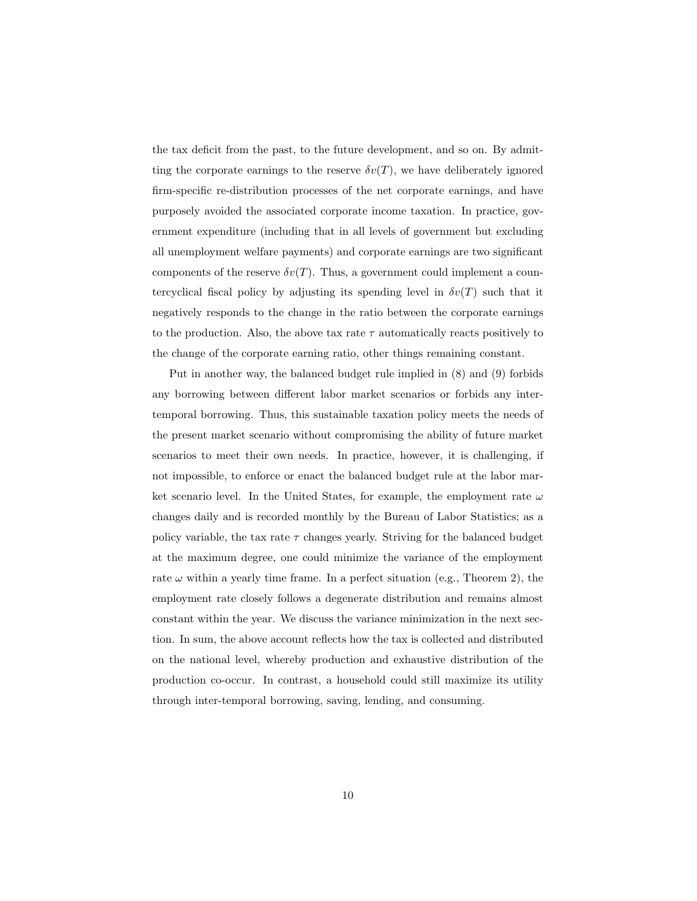the tax deficit from the past, to the future development, and so on. By admitting the corporate earnings to the reserve $\delta v(T)$, we have deliberately ignored firm-specific re-distribution processes of the net corporate earnings, and have purposely avoided the associated corporate income taxation. In practice, government expenditure (including that in all levels of government but excluding all unemployment welfare payments) and corporate earnings are two significant components of the reserve $\delta v(T)$. Thus, a government could implement a countercyclical fiscal policy by adjusting its spending level in $\delta v(T)$ such that it negatively responds to the change in the ratio between the corporate earnings to the production. Also, the above tax rate $\tau$ automatically reacts positively to the change of the corporate earning ratio, other things remaining constant.

Put in another way, the balanced budget rule implied in (8) and (9) forbids any borrowing between different labor market scenarios or forbids any inter-temporal borrowing. Thus, this sustainable taxation policy meets the needs of the present market scenario without compromising the ability of future market scenarios to meet their own needs. In practice, however, it is challenging, if not impossible, to enforce or enact the balanced budget rule at the labor market scenario level. In the United States, for example, the employment rate $\omega$ changes daily and is recorded monthly by the Bureau of Labor Statistics; as a policy variable, the tax rate $\tau$ changes yearly. Striving for the balanced budget at the maximum degree, one could minimize the variance of the employment rate $\omega$ within a yearly time frame. In a perfect situation (e.g., Theorem 2), the employment rate closely follows a degenerate distribution and remains almost constant within the year. We discuss the variance minimization in the next section. In sum, the above account reflects how the tax is collected and distributed on the national level, whereby production and exhaustive distribution of the production co-occur. In contrast, a household could still maximize its utility through inter-temporal borrowing, saving, lending, and consuming.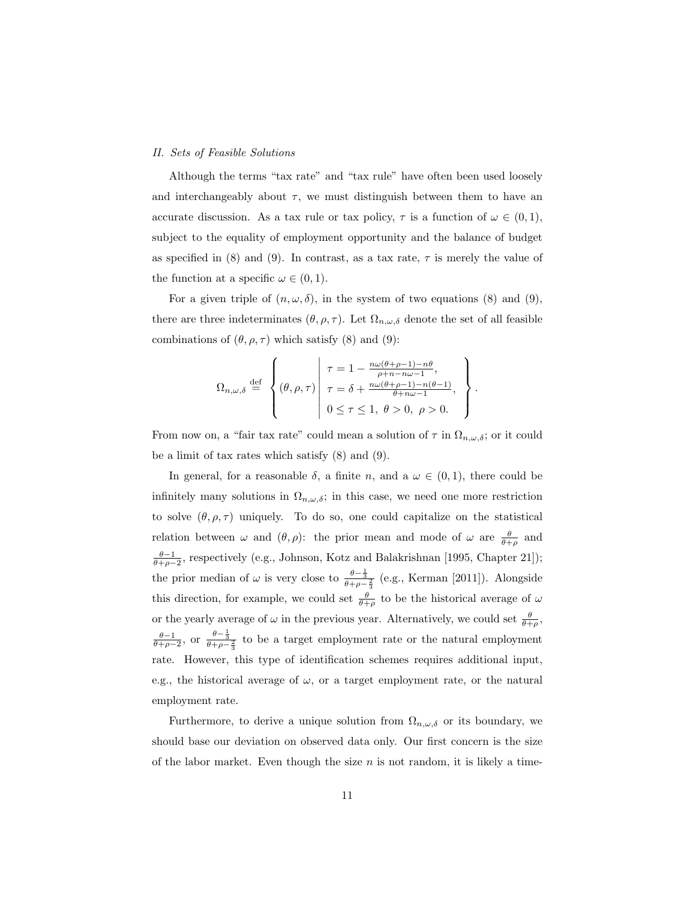*II. Sets of Feasible Solutions*

Although the terms "tax rate" and "tax rule" have often been used loosely and interchangeably about $\tau$, we must distinguish between them to have an accurate discussion. As a tax rule or tax policy, $\tau$ is a function of $\omega \in (0,1)$, subject to the equality of employment opportunity and the balance of budget as specified in (8) and (9). In contrast, as a tax rate, $\tau$ is merely the value of the function at a specific $\omega \in (0,1)$.

For a given triple of $(n, \omega, \delta)$, in the system of two equations (8) and (9), there are three indeterminates $(\theta, \rho, \tau)$. Let $\Omega_{n,\omega,\delta}$ denote the set of all feasible combinations of $(\theta, \rho, \tau)$ which satisfy (8) and (9):

$$\Omega_{n,\omega,\delta} \stackrel{\text{def}}{=} \left\{ (\theta, \rho, \tau) \;\middle|\; \begin{array}{l} \tau = 1 - \frac{n\omega(\theta+\rho-1)-n\theta}{\rho+n-n\omega-1}, \\ \tau = \delta + \frac{n\omega(\theta+\rho-1)-n(\theta-1)}{\theta+n\omega-1}, \\ 0 \leq \tau \leq 1,\ \theta > 0,\ \rho > 0. \end{array} \right\}.$$

From now on, a "fair tax rate" could mean a solution of $\tau$ in $\Omega_{n,\omega,\delta}$; or it could be a limit of tax rates which satisfy (8) and (9).

In general, for a reasonable $\delta$, a finite $n$, and a $\omega \in (0,1)$, there could be infinitely many solutions in $\Omega_{n,\omega,\delta}$; in this case, we need one more restriction to solve $(\theta, \rho, \tau)$ uniquely. To do so, one could capitalize on the statistical relation between $\omega$ and $(\theta, \rho)$: the prior mean and mode of $\omega$ are $\frac{\theta}{\theta+\rho}$ and $\frac{\theta-1}{\theta+\rho-2}$, respectively (e.g., Johnson, Kotz and Balakrishnan [1995, Chapter 21]); the prior median of $\omega$ is very close to $\frac{\theta-\frac{1}{3}}{\theta+\rho-\frac{2}{3}}$ (e.g., Kerman [2011]). Alongside this direction, for example, we could set $\frac{\theta}{\theta+\rho}$ to be the historical average of $\omega$ or the yearly average of $\omega$ in the previous year. Alternatively, we could set $\frac{\theta}{\theta+\rho}$, $\frac{\theta-1}{\theta+\rho-2}$, or $\frac{\theta-\frac{1}{3}}{\theta+\rho-\frac{2}{3}}$ to be a target employment rate or the natural employment rate. However, this type of identification schemes requires additional input, e.g., the historical average of $\omega$, or a target employment rate, or the natural employment rate.

Furthermore, to derive a unique solution from $\Omega_{n,\omega,\delta}$ or its boundary, we should base our deviation on observed data only. Our first concern is the size of the labor market. Even though the size $n$ is not random, it is likely a time-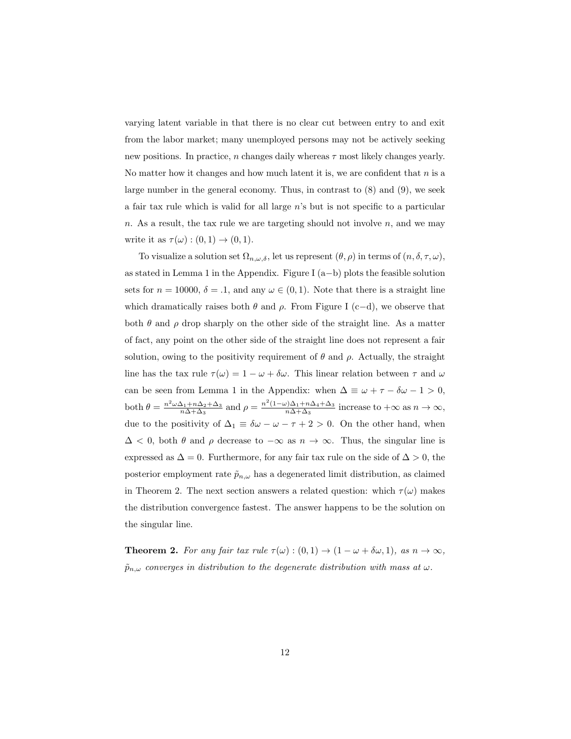varying latent variable in that there is no clear cut between entry to and exit from the labor market; many unemployed persons may not be actively seeking new positions. In practice, $n$ changes daily whereas $\tau$ most likely changes yearly. No matter how it changes and how much latent it is, we are confident that $n$ is a large number in the general economy. Thus, in contrast to (8) and (9), we seek a fair tax rule which is valid for all large $n$'s but is not specific to a particular $n$. As a result, the tax rule we are targeting should not involve $n$, and we may write it as $\tau(\omega) : (0, 1) \to (0, 1)$.

To visualize a solution set $\Omega_{n,\omega,\delta}$, let us represent $(\theta, \rho)$ in terms of $(n, \delta, \tau, \omega)$, as stated in Lemma 1 in the Appendix. Figure I (a−b) plots the feasible solution sets for $n = 10000$, $\delta = .1$, and any $\omega \in (0, 1)$. Note that there is a straight line which dramatically raises both $\theta$ and $\rho$. From Figure I (c−d), we observe that both $\theta$ and $\rho$ drop sharply on the other side of the straight line. As a matter of fact, any point on the other side of the straight line does not represent a fair solution, owing to the positivity requirement of $\theta$ and $\rho$. Actually, the straight line has the tax rule $\tau(\omega) = 1 - \omega + \delta\omega$. This linear relation between $\tau$ and $\omega$ can be seen from Lemma 1 in the Appendix: when $\Delta \equiv \omega + \tau - \delta\omega - 1 > 0$, both $\theta = \frac{n^2\omega\Delta_1 + n\Delta_2 + \Delta_3}{n\Delta + \Delta_3}$ and $\rho = \frac{n^2(1-\omega)\Delta_1 + n\Delta_4 + \Delta_3}{n\Delta + \Delta_3}$ increase to $+\infty$ as $n \to \infty$, due to the positivity of $\Delta_1 \equiv \delta\omega - \omega - \tau + 2 > 0$. On the other hand, when $\Delta < 0$, both $\theta$ and $\rho$ decrease to $-\infty$ as $n \to \infty$. Thus, the singular line is expressed as $\Delta = 0$. Furthermore, for any fair tax rule on the side of $\Delta > 0$, the posterior employment rate $\tilde{p}_{n,\omega}$ has a degenerated limit distribution, as claimed in Theorem 2. The next section answers a related question: which $\tau(\omega)$ makes the distribution convergence fastest. The answer happens to be the solution on the singular line.

**Theorem 2.** *For any fair tax rule $\tau(\omega) : (0, 1) \to (1 - \omega + \delta\omega, 1)$, as $n \to \infty$, $\tilde{p}_{n,\omega}$ converges in distribution to the degenerate distribution with mass at $\omega$.*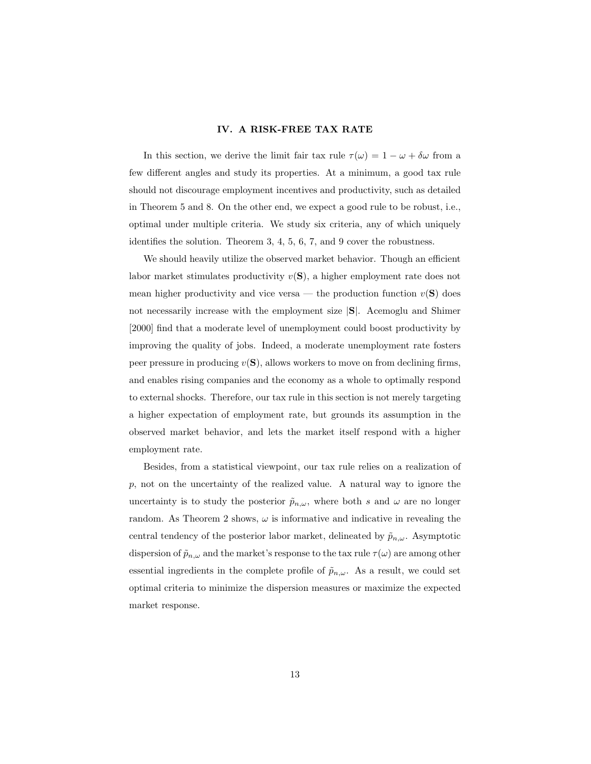## IV. A RISK-FREE TAX RATE

In this section, we derive the limit fair tax rule $\tau(\omega) = 1 - \omega + \delta\omega$ from a few different angles and study its properties. At a minimum, a good tax rule should not discourage employment incentives and productivity, such as detailed in Theorem 5 and 8. On the other end, we expect a good rule to be robust, i.e., optimal under multiple criteria. We study six criteria, any of which uniquely identifies the solution. Theorem 3, 4, 5, 6, 7, and 9 cover the robustness.

We should heavily utilize the observed market behavior. Though an efficient labor market stimulates productivity $v(\mathbf{S})$, a higher employment rate does not mean higher productivity and vice versa — the production function $v(\mathbf{S})$ does not necessarily increase with the employment size $|\mathbf{S}|$. Acemoglu and Shimer [2000] find that a moderate level of unemployment could boost productivity by improving the quality of jobs. Indeed, a moderate unemployment rate fosters peer pressure in producing $v(\mathbf{S})$, allows workers to move on from declining firms, and enables rising companies and the economy as a whole to optimally respond to external shocks. Therefore, our tax rule in this section is not merely targeting a higher expectation of employment rate, but grounds its assumption in the observed market behavior, and lets the market itself respond with a higher employment rate.

Besides, from a statistical viewpoint, our tax rule relies on a realization of $p$, not on the uncertainty of the realized value. A natural way to ignore the uncertainty is to study the posterior $\tilde{p}_{n,\omega}$, where both $s$ and $\omega$ are no longer random. As Theorem 2 shows, $\omega$ is informative and indicative in revealing the central tendency of the posterior labor market, delineated by $\tilde{p}_{n,\omega}$. Asymptotic dispersion of $\tilde{p}_{n,\omega}$ and the market's response to the tax rule $\tau(\omega)$ are among other essential ingredients in the complete profile of $\tilde{p}_{n,\omega}$. As a result, we could set optimal criteria to minimize the dispersion measures or maximize the expected market response.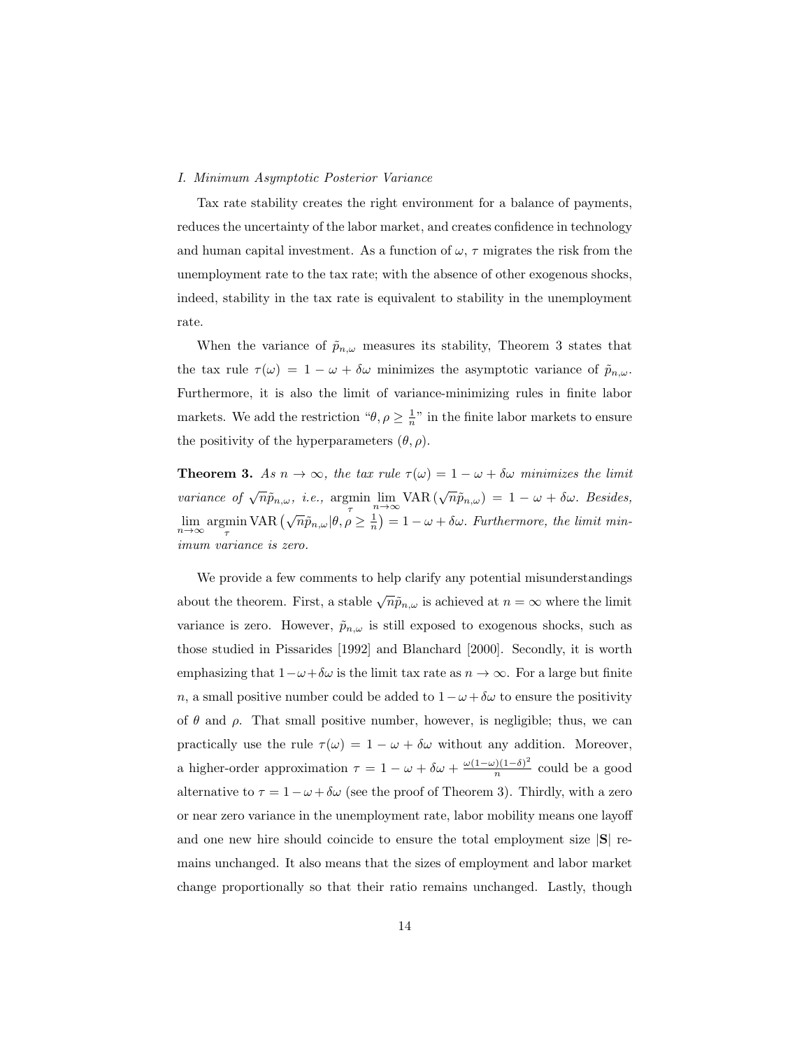*I. Minimum Asymptotic Posterior Variance*

Tax rate stability creates the right environment for a balance of payments, reduces the uncertainty of the labor market, and creates confidence in technology and human capital investment. As a function of $\omega$, $\tau$ migrates the risk from the unemployment rate to the tax rate; with the absence of other exogenous shocks, indeed, stability in the tax rate is equivalent to stability in the unemployment rate.

When the variance of $\tilde{p}_{n,\omega}$ measures its stability, Theorem 3 states that the tax rule $\tau(\omega) = 1 - \omega + \delta\omega$ minimizes the asymptotic variance of $\tilde{p}_{n,\omega}$. Furthermore, it is also the limit of variance-minimizing rules in finite labor markets. We add the restriction "$\theta, \rho \geq \frac{1}{n}$" in the finite labor markets to ensure the positivity of the hyperparameters $(\theta, \rho)$.

**Theorem 3.** *As $n \to \infty$, the tax rule $\tau(\omega) = 1 - \omega + \delta\omega$ minimizes the limit variance of $\sqrt{n}\tilde{p}_{n,\omega}$, i.e.,* $\underset{\tau}{\operatorname{argmin}} \lim_{n\to\infty} \mathrm{VAR}\left(\sqrt{n}\tilde{p}_{n,\omega}\right) = 1 - \omega + \delta\omega$*. Besides,* $\lim_{n\to\infty} \underset{\tau}{\operatorname{argmin}} \mathrm{VAR}\left(\sqrt{n}\tilde{p}_{n,\omega} | \theta, \rho \geq \frac{1}{n}\right) = 1 - \omega + \delta\omega$*. Furthermore, the limit minimum variance is zero.*

We provide a few comments to help clarify any potential misunderstandings about the theorem. First, a stable $\sqrt{n}\tilde{p}_{n,\omega}$ is achieved at $n = \infty$ where the limit variance is zero. However, $\tilde{p}_{n,\omega}$ is still exposed to exogenous shocks, such as those studied in Pissarides [1992] and Blanchard [2000]. Secondly, it is worth emphasizing that $1-\omega+\delta\omega$ is the limit tax rate as $n \to \infty$. For a large but finite $n$, a small positive number could be added to $1-\omega+\delta\omega$ to ensure the positivity of $\theta$ and $\rho$. That small positive number, however, is negligible; thus, we can practically use the rule $\tau(\omega) = 1 - \omega + \delta\omega$ without any addition. Moreover, a higher-order approximation $\tau = 1 - \omega + \delta\omega + \frac{\omega(1-\omega)(1-\delta)^2}{n}$ could be a good alternative to $\tau = 1-\omega+\delta\omega$ (see the proof of Theorem 3). Thirdly, with a zero or near zero variance in the unemployment rate, labor mobility means one layoff and one new hire should coincide to ensure the total employment size $|\mathbf{S}|$ remains unchanged. It also means that the sizes of employment and labor market change proportionally so that their ratio remains unchanged. Lastly, though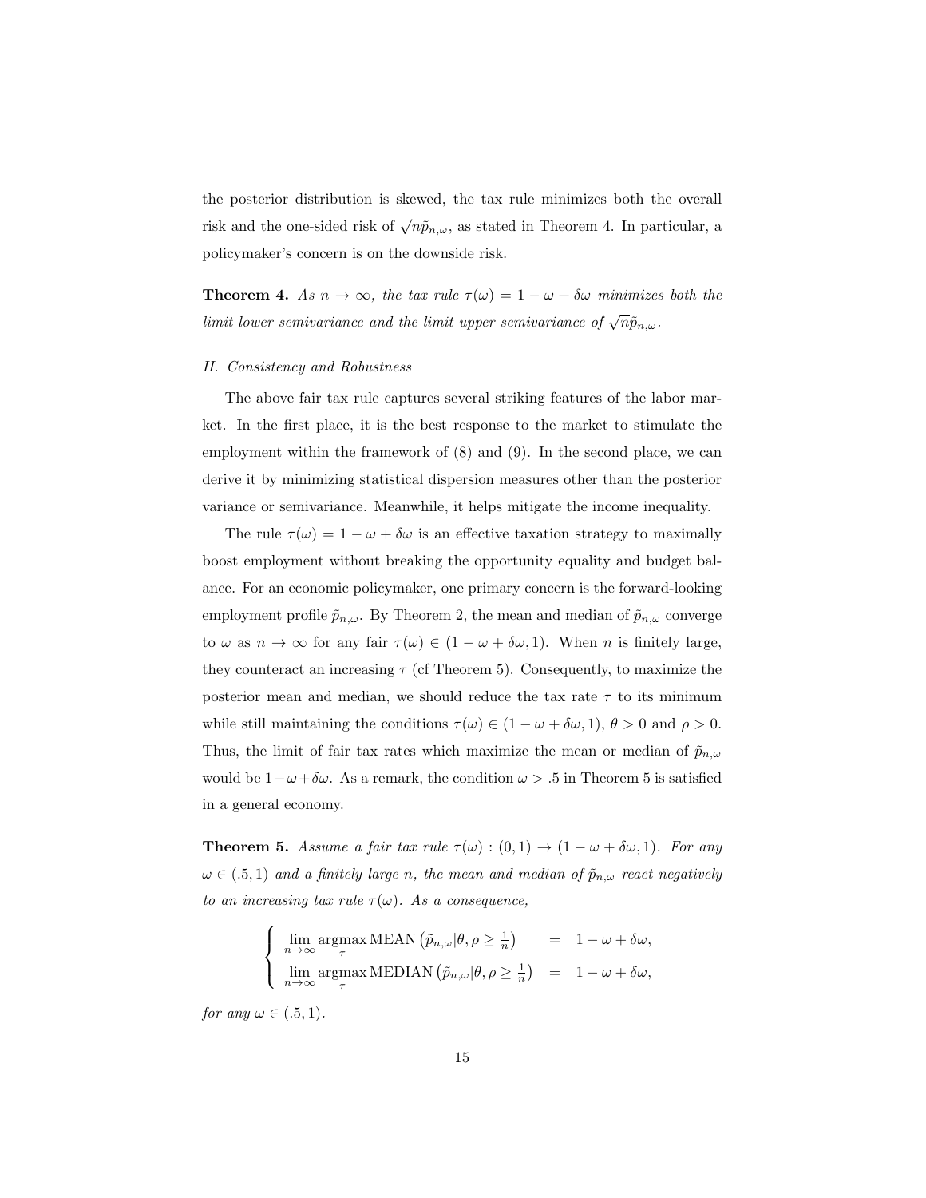the posterior distribution is skewed, the tax rule minimizes both the overall risk and the one-sided risk of $\sqrt{n}\tilde{p}_{n,\omega}$, as stated in Theorem 4. In particular, a policymaker's concern is on the downside risk.

**Theorem 4.** *As $n \to \infty$, the tax rule $\tau(\omega) = 1 - \omega + \delta\omega$ minimizes both the limit lower semivariance and the limit upper semivariance of $\sqrt{n}\tilde{p}_{n,\omega}$.*

*II. Consistency and Robustness*

The above fair tax rule captures several striking features of the labor market. In the first place, it is the best response to the market to stimulate the employment within the framework of (8) and (9). In the second place, we can derive it by minimizing statistical dispersion measures other than the posterior variance or semivariance. Meanwhile, it helps mitigate the income inequality.

The rule $\tau(\omega) = 1 - \omega + \delta\omega$ is an effective taxation strategy to maximally boost employment without breaking the opportunity equality and budget balance. For an economic policymaker, one primary concern is the forward-looking employment profile $\tilde{p}_{n,\omega}$. By Theorem 2, the mean and median of $\tilde{p}_{n,\omega}$ converge to $\omega$ as $n \to \infty$ for any fair $\tau(\omega) \in (1 - \omega + \delta\omega, 1)$. When $n$ is finitely large, they counteract an increasing $\tau$ (cf Theorem 5). Consequently, to maximize the posterior mean and median, we should reduce the tax rate $\tau$ to its minimum while still maintaining the conditions $\tau(\omega) \in (1 - \omega + \delta\omega, 1)$, $\theta > 0$ and $\rho > 0$. Thus, the limit of fair tax rates which maximize the mean or median of $\tilde{p}_{n,\omega}$ would be $1 - \omega + \delta\omega$. As a remark, the condition $\omega > .5$ in Theorem 5 is satisfied in a general economy.

**Theorem 5.** *Assume a fair tax rule $\tau(\omega) : (0, 1) \to (1 - \omega + \delta\omega, 1)$. For any $\omega \in (.5, 1)$ and a finitely large $n$, the mean and median of $\tilde{p}_{n,\omega}$ react negatively to an increasing tax rule $\tau(\omega)$. As a consequence,*

$$
\begin{cases}
\lim\limits_{n\to\infty} \operatorname*{argmax}\limits_{\tau} \text{MEAN}\left(\tilde{p}_{n,\omega}|\theta, \rho \geq \frac{1}{n}\right) & = \quad 1 - \omega + \delta\omega, \\
\lim\limits_{n\to\infty} \operatorname*{argmax}\limits_{\tau} \text{MEDIAN}\left(\tilde{p}_{n,\omega}|\theta, \rho \geq \frac{1}{n}\right) & = \quad 1 - \omega + \delta\omega,
\end{cases}
$$

*for any $\omega \in (.5, 1)$.*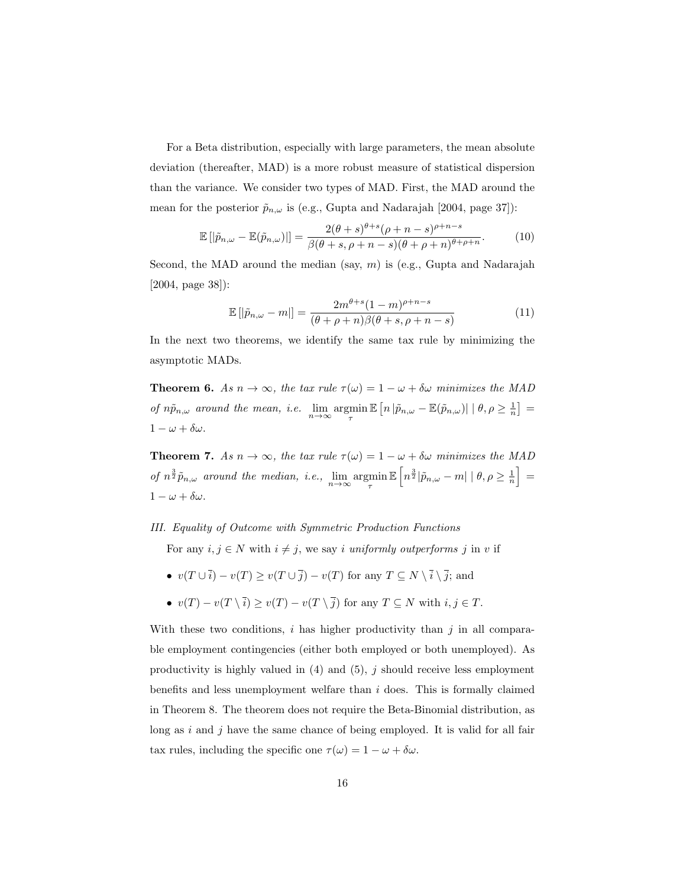For a Beta distribution, especially with large parameters, the mean absolute deviation (thereafter, MAD) is a more robust measure of statistical dispersion than the variance. We consider two types of MAD. First, the MAD around the mean for the posterior $\tilde{p}_{n,\omega}$ is (e.g., Gupta and Nadarajah [2004, page 37]):

$$\mathbb{E}\left[|\tilde{p}_{n,\omega} - \mathbb{E}(\tilde{p}_{n,\omega})|\right] = \frac{2(\theta+s)^{\theta+s}(\rho+n-s)^{\rho+n-s}}{\beta(\theta+s,\rho+n-s)(\theta+\rho+n)^{\theta+\rho+n}}. \tag{10}$$

Second, the MAD around the median (say, $m$) is (e.g., Gupta and Nadarajah [2004, page 38]):

$$\mathbb{E}\left[|\tilde{p}_{n,\omega} - m|\right] = \frac{2m^{\theta+s}(1-m)^{\rho+n-s}}{(\theta+\rho+n)\beta(\theta+s,\rho+n-s)} \tag{11}$$

In the next two theorems, we identify the same tax rule by minimizing the asymptotic MADs.

**Theorem 6.** *As $n \to \infty$, the tax rule $\tau(\omega) = 1 - \omega + \delta\omega$ minimizes the MAD of $n\tilde{p}_{n,\omega}$ around the mean, i.e.* $\lim_{n\to\infty} \operatorname*{argmin}_{\tau} \mathbb{E}\left[n\,|\tilde{p}_{n,\omega} - \mathbb{E}(\tilde{p}_{n,\omega})| \mid \theta, \rho \geq \frac{1}{n}\right] = 1 - \omega + \delta\omega$.

**Theorem 7.** *As $n \to \infty$, the tax rule $\tau(\omega) = 1 - \omega + \delta\omega$ minimizes the MAD of $n^{\frac{3}{2}}\tilde{p}_{n,\omega}$ around the median, i.e.,* $\lim_{n\to\infty} \operatorname*{argmin}_{\tau} \mathbb{E}\left[n^{\frac{3}{2}}|\tilde{p}_{n,\omega} - m| \mid \theta, \rho \geq \frac{1}{n}\right] = 1 - \omega + \delta\omega$.

*III. Equality of Outcome with Symmetric Production Functions*

For any $i, j \in N$ with $i \neq j$, we say $i$ *uniformly outperforms* $j$ in $v$ if

- $v(T \cup \bar{i}) - v(T) \geq v(T \cup \bar{j}) - v(T)$ for any $T \subseteq N \setminus \bar{i} \setminus \bar{j}$; and
- $v(T) - v(T \setminus \bar{i}) \geq v(T) - v(T \setminus \bar{j})$ for any $T \subseteq N$ with $i, j \in T$.

With these two conditions, $i$ has higher productivity than $j$ in all comparable employment contingencies (either both employed or both unemployed). As productivity is highly valued in (4) and (5), $j$ should receive less employment benefits and less unemployment welfare than $i$ does. This is formally claimed in Theorem 8. The theorem does not require the Beta-Binomial distribution, as long as $i$ and $j$ have the same chance of being employed. It is valid for all fair tax rules, including the specific one $\tau(\omega) = 1 - \omega + \delta\omega$.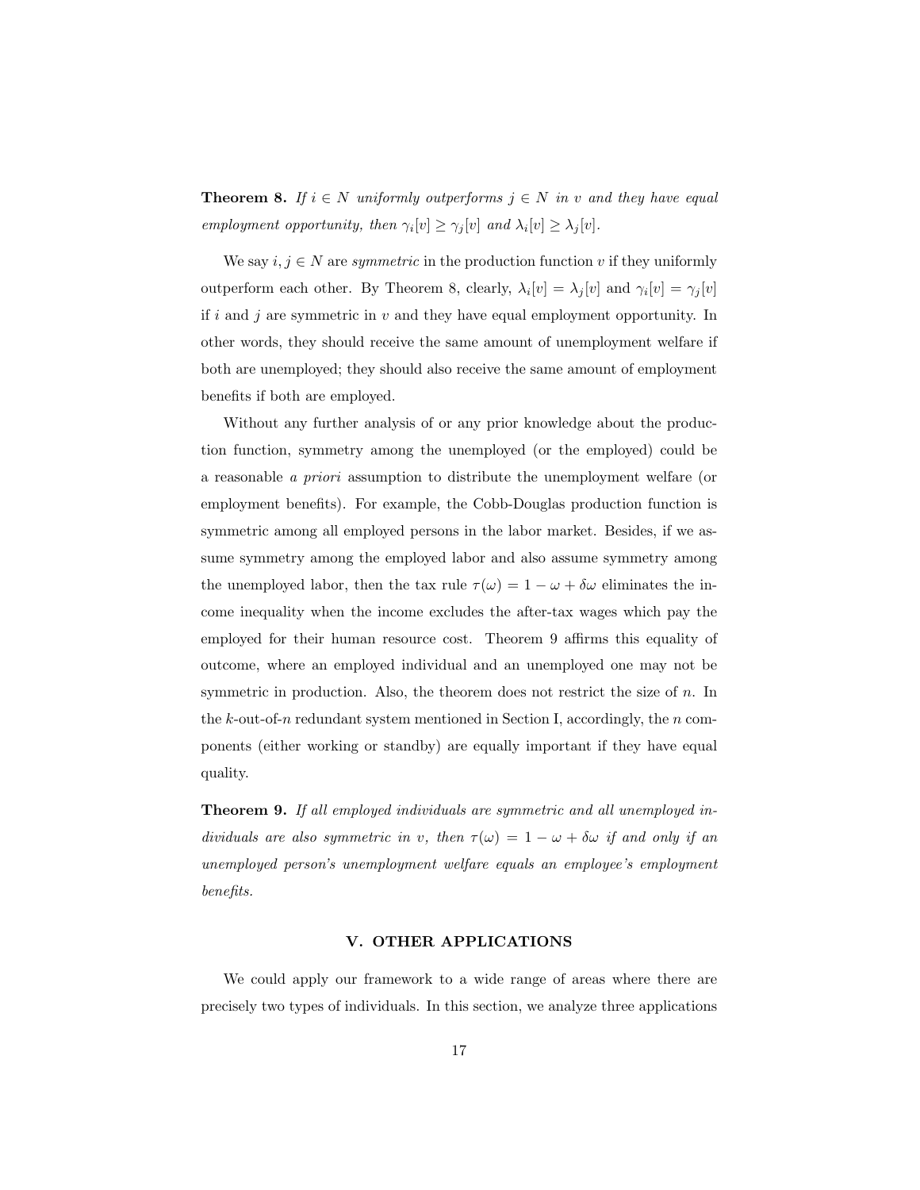**Theorem 8.** *If $i \in N$ uniformly outperforms $j \in N$ in $v$ and they have equal employment opportunity, then $\gamma_i[v] \geq \gamma_j[v]$ and $\lambda_i[v] \geq \lambda_j[v]$.*

We say $i, j \in N$ are *symmetric* in the production function $v$ if they uniformly outperform each other. By Theorem 8, clearly, $\lambda_i[v] = \lambda_j[v]$ and $\gamma_i[v] = \gamma_j[v]$ if $i$ and $j$ are symmetric in $v$ and they have equal employment opportunity. In other words, they should receive the same amount of unemployment welfare if both are unemployed; they should also receive the same amount of employment benefits if both are employed.

Without any further analysis of or any prior knowledge about the production function, symmetry among the unemployed (or the employed) could be a reasonable *a priori* assumption to distribute the unemployment welfare (or employment benefits). For example, the Cobb-Douglas production function is symmetric among all employed persons in the labor market. Besides, if we assume symmetry among the employed labor and also assume symmetry among the unemployed labor, then the tax rule $\tau(\omega) = 1 - \omega + \delta\omega$ eliminates the income inequality when the income excludes the after-tax wages which pay the employed for their human resource cost. Theorem 9 affirms this equality of outcome, where an employed individual and an unemployed one may not be symmetric in production. Also, the theorem does not restrict the size of $n$. In the $k$-out-of-$n$ redundant system mentioned in Section I, accordingly, the $n$ components (either working or standby) are equally important if they have equal quality.

**Theorem 9.** *If all employed individuals are symmetric and all unemployed individuals are also symmetric in $v$, then $\tau(\omega) = 1 - \omega + \delta\omega$ if and only if an unemployed person's unemployment welfare equals an employee's employment benefits.*

## V. OTHER APPLICATIONS

We could apply our framework to a wide range of areas where there are precisely two types of individuals. In this section, we analyze three applications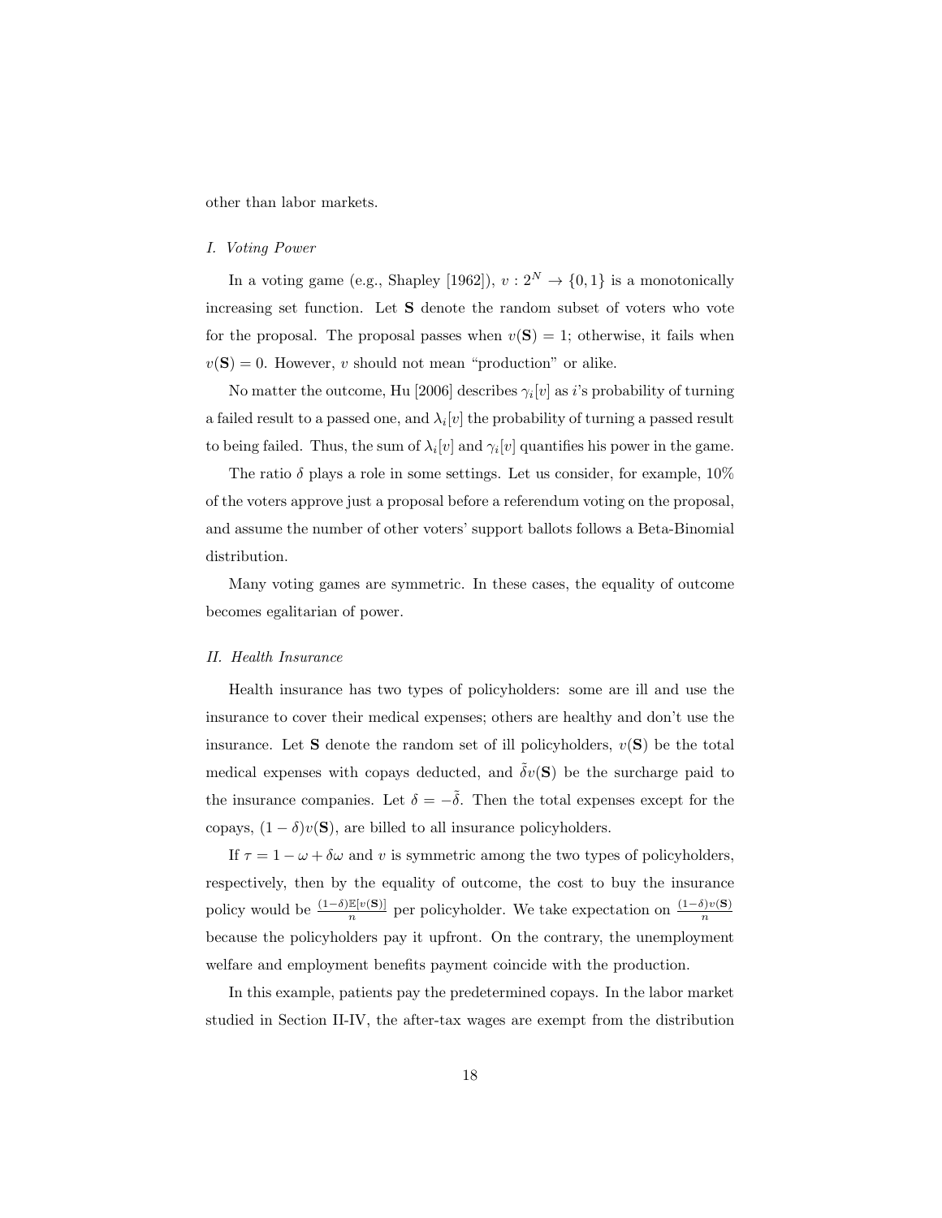other than labor markets.

### *I. Voting Power*

In a voting game (e.g., Shapley [1962]), $v : 2^N \to \{0, 1\}$ is a monotonically increasing set function. Let $\mathbf{S}$ denote the random subset of voters who vote for the proposal. The proposal passes when $v(\mathbf{S}) = 1$; otherwise, it fails when $v(\mathbf{S}) = 0$. However, $v$ should not mean "production" or alike.

No matter the outcome, Hu [2006] describes $\gamma_i[v]$ as $i$'s probability of turning a failed result to a passed one, and $\lambda_i[v]$ the probability of turning a passed result to being failed. Thus, the sum of $\lambda_i[v]$ and $\gamma_i[v]$ quantifies his power in the game.

The ratio $\delta$ plays a role in some settings. Let us consider, for example, 10% of the voters approve just a proposal before a referendum voting on the proposal, and assume the number of other voters' support ballots follows a Beta-Binomial distribution.

Many voting games are symmetric. In these cases, the equality of outcome becomes egalitarian of power.

### *II. Health Insurance*

Health insurance has two types of policyholders: some are ill and use the insurance to cover their medical expenses; others are healthy and don't use the insurance. Let $\mathbf{S}$ denote the random set of ill policyholders, $v(\mathbf{S})$ be the total medical expenses with copays deducted, and $\tilde{\delta}v(\mathbf{S})$ be the surcharge paid to the insurance companies. Let $\delta = -\tilde{\delta}$. Then the total expenses except for the copays, $(1-\delta)v(\mathbf{S})$, are billed to all insurance policyholders.

If $\tau = 1 - \omega + \delta\omega$ and $v$ is symmetric among the two types of policyholders, respectively, then by the equality of outcome, the cost to buy the insurance policy would be $\frac{(1-\delta)\mathbb{E}[v(\mathbf{S})]}{n}$ per policyholder. We take expectation on $\frac{(1-\delta)v(\mathbf{S})}{n}$ because the policyholders pay it upfront. On the contrary, the unemployment welfare and employment benefits payment coincide with the production.

In this example, patients pay the predetermined copays. In the labor market studied in Section II-IV, the after-tax wages are exempt from the distribution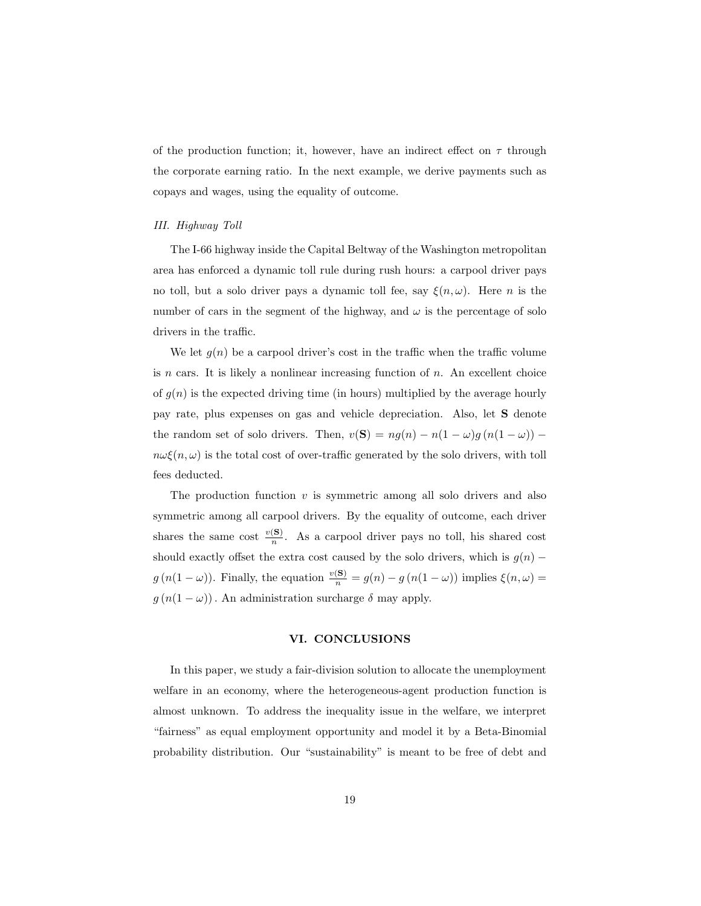of the production function; it, however, have an indirect effect on $\tau$ through the corporate earning ratio. In the next example, we derive payments such as copays and wages, using the equality of outcome.

*III. Highway Toll*

The I-66 highway inside the Capital Beltway of the Washington metropolitan area has enforced a dynamic toll rule during rush hours: a carpool driver pays no toll, but a solo driver pays a dynamic toll fee, say $\xi(n, \omega)$. Here $n$ is the number of cars in the segment of the highway, and $\omega$ is the percentage of solo drivers in the traffic.

We let $g(n)$ be a carpool driver's cost in the traffic when the traffic volume is $n$ cars. It is likely a nonlinear increasing function of $n$. An excellent choice of $g(n)$ is the expected driving time (in hours) multiplied by the average hourly pay rate, plus expenses on gas and vehicle depreciation. Also, let $\mathbf{S}$ denote the random set of solo drivers. Then, $v(\mathbf{S}) = ng(n) - n(1-\omega)g\left(n(1-\omega)\right) - n\omega\xi(n,\omega)$ is the total cost of over-traffic generated by the solo drivers, with toll fees deducted.

The production function $v$ is symmetric among all solo drivers and also symmetric among all carpool drivers. By the equality of outcome, each driver shares the same cost $\frac{v(\mathbf{S})}{n}$. As a carpool driver pays no toll, his shared cost should exactly offset the extra cost caused by the solo drivers, which is $g(n) - g\left(n(1-\omega)\right)$. Finally, the equation $\frac{v(\mathbf{S})}{n} = g(n) - g\left(n(1-\omega)\right)$ implies $\xi(n,\omega) = g\left(n(1-\omega)\right)$. An administration surcharge $\delta$ may apply.

## VI. CONCLUSIONS

In this paper, we study a fair-division solution to allocate the unemployment welfare in an economy, where the heterogeneous-agent production function is almost unknown. To address the inequality issue in the welfare, we interpret "fairness" as equal employment opportunity and model it by a Beta-Binomial probability distribution. Our "sustainability" is meant to be free of debt and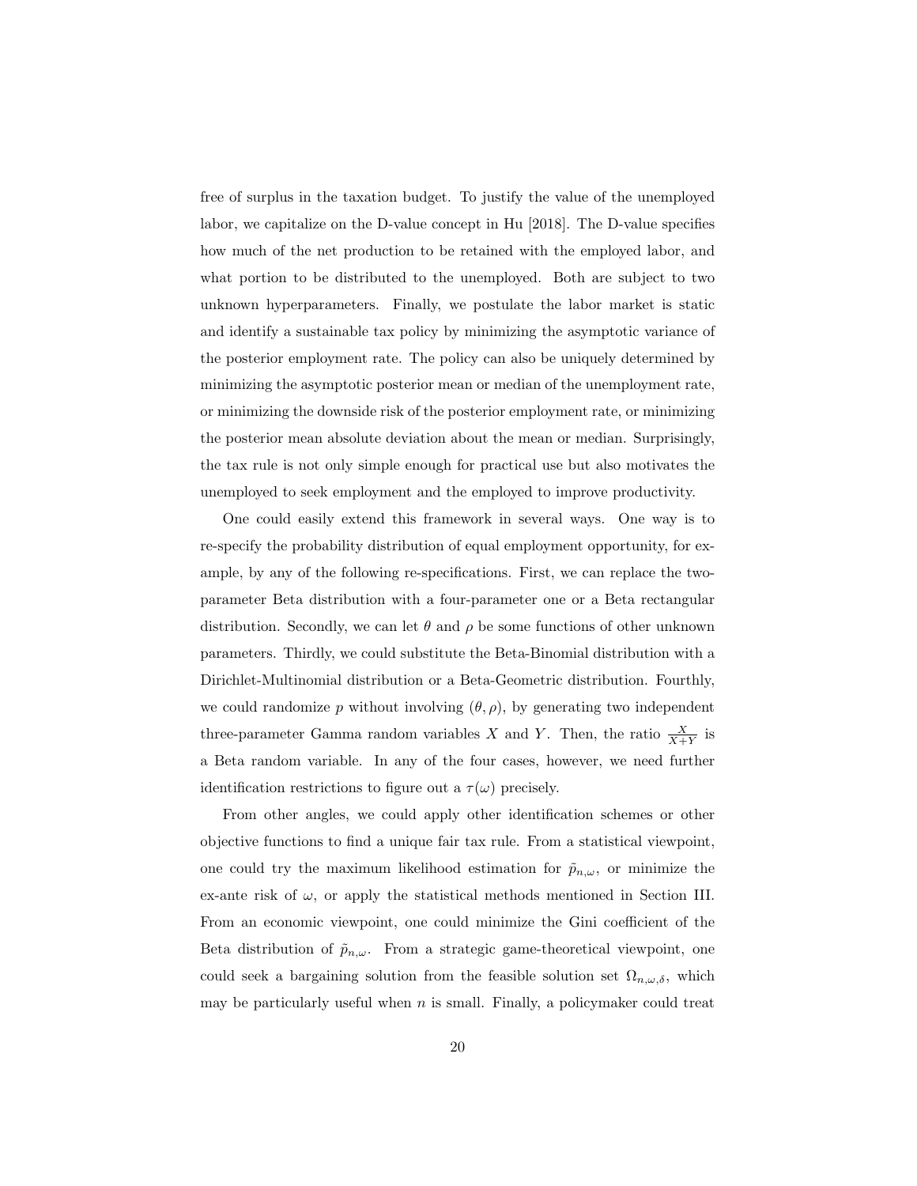free of surplus in the taxation budget. To justify the value of the unemployed labor, we capitalize on the D-value concept in Hu [2018]. The D-value specifies how much of the net production to be retained with the employed labor, and what portion to be distributed to the unemployed. Both are subject to two unknown hyperparameters. Finally, we postulate the labor market is static and identify a sustainable tax policy by minimizing the asymptotic variance of the posterior employment rate. The policy can also be uniquely determined by minimizing the asymptotic posterior mean or median of the unemployment rate, or minimizing the downside risk of the posterior employment rate, or minimizing the posterior mean absolute deviation about the mean or median. Surprisingly, the tax rule is not only simple enough for practical use but also motivates the unemployed to seek employment and the employed to improve productivity.

One could easily extend this framework in several ways. One way is to re-specify the probability distribution of equal employment opportunity, for example, by any of the following re-specifications. First, we can replace the two-parameter Beta distribution with a four-parameter one or a Beta rectangular distribution. Secondly, we can let $\theta$ and $\rho$ be some functions of other unknown parameters. Thirdly, we could substitute the Beta-Binomial distribution with a Dirichlet-Multinomial distribution or a Beta-Geometric distribution. Fourthly, we could randomize $p$ without involving $(\theta, \rho)$, by generating two independent three-parameter Gamma random variables $X$ and $Y$. Then, the ratio $\frac{X}{X+Y}$ is a Beta random variable. In any of the four cases, however, we need further identification restrictions to figure out a $\tau(\omega)$ precisely.

From other angles, we could apply other identification schemes or other objective functions to find a unique fair tax rule. From a statistical viewpoint, one could try the maximum likelihood estimation for $\tilde{p}_{n,\omega}$, or minimize the ex-ante risk of $\omega$, or apply the statistical methods mentioned in Section III. From an economic viewpoint, one could minimize the Gini coefficient of the Beta distribution of $\tilde{p}_{n,\omega}$. From a strategic game-theoretical viewpoint, one could seek a bargaining solution from the feasible solution set $\Omega_{n,\omega,\delta}$, which may be particularly useful when $n$ is small. Finally, a policymaker could treat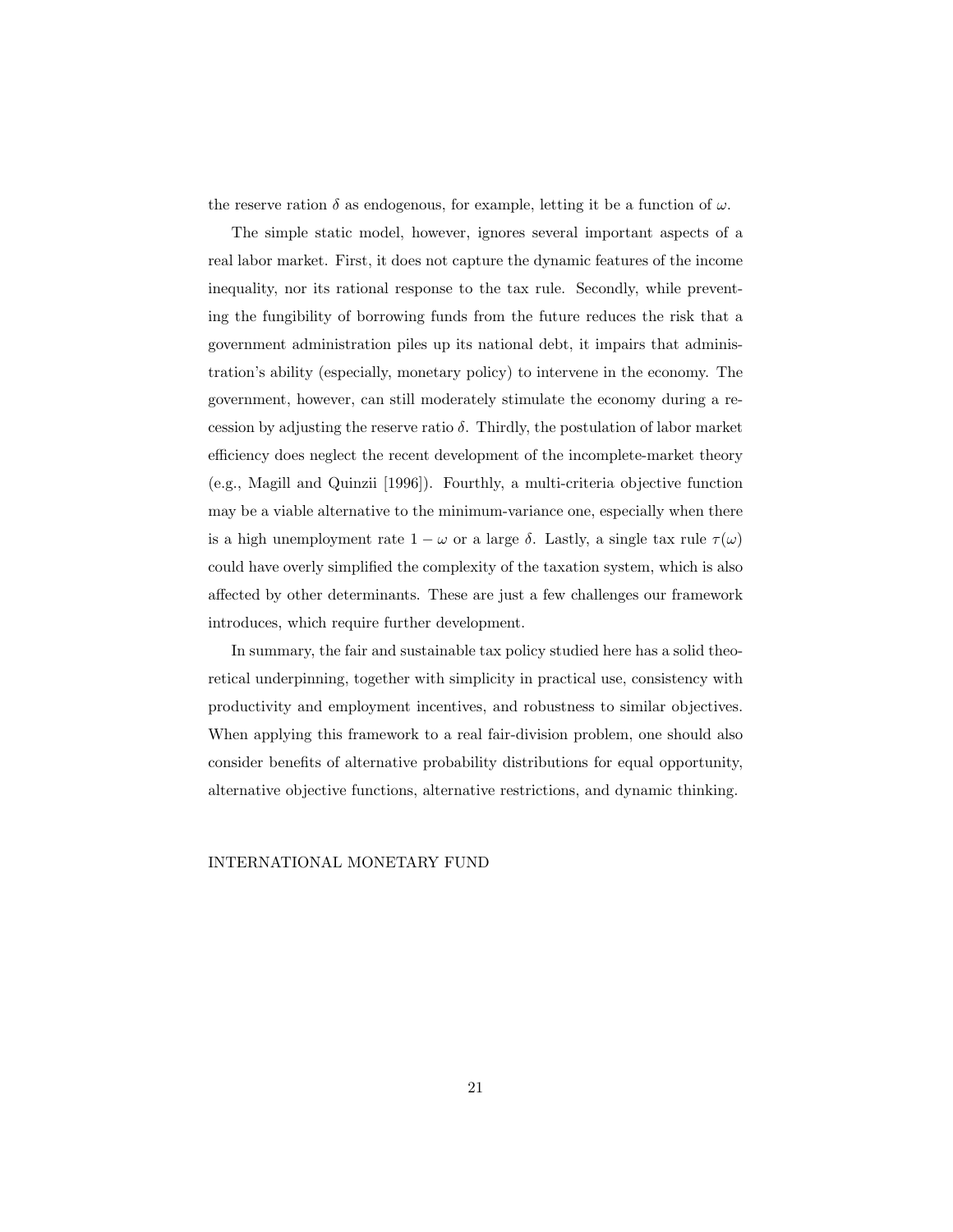the reserve ration $\delta$ as endogenous, for example, letting it be a function of $\omega$.

The simple static model, however, ignores several important aspects of a real labor market. First, it does not capture the dynamic features of the income inequality, nor its rational response to the tax rule. Secondly, while preventing the fungibility of borrowing funds from the future reduces the risk that a government administration piles up its national debt, it impairs that administration's ability (especially, monetary policy) to intervene in the economy. The government, however, can still moderately stimulate the economy during a recession by adjusting the reserve ratio $\delta$. Thirdly, the postulation of labor market efficiency does neglect the recent development of the incomplete-market theory (e.g., Magill and Quinzii [1996]). Fourthly, a multi-criteria objective function may be a viable alternative to the minimum-variance one, especially when there is a high unemployment rate $1-\omega$ or a large $\delta$. Lastly, a single tax rule $\tau(\omega)$ could have overly simplified the complexity of the taxation system, which is also affected by other determinants. These are just a few challenges our framework introduces, which require further development.

In summary, the fair and sustainable tax policy studied here has a solid theoretical underpinning, together with simplicity in practical use, consistency with productivity and employment incentives, and robustness to similar objectives. When applying this framework to a real fair-division problem, one should also consider benefits of alternative probability distributions for equal opportunity, alternative objective functions, alternative restrictions, and dynamic thinking.

INTERNATIONAL MONETARY FUND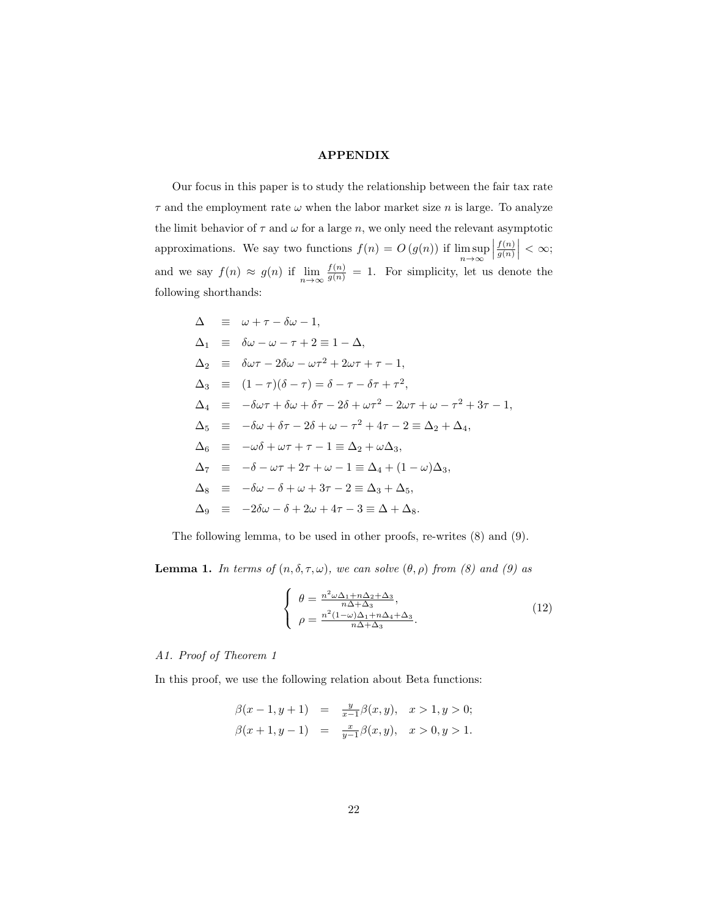## APPENDIX

Our focus in this paper is to study the relationship between the fair tax rate $\tau$ and the employment rate $\omega$ when the labor market size $n$ is large. To analyze the limit behavior of $\tau$ and $\omega$ for a large $n$, we only need the relevant asymptotic approximations. We say two functions $f(n) = O(g(n))$ if $\limsup_{n\to\infty} \left|\frac{f(n)}{g(n)}\right| < \infty$; and we say $f(n) \approx g(n)$ if $\lim_{n\to\infty} \frac{f(n)}{g(n)} = 1$. For simplicity, let us denote the following shorthands:

$$
\begin{aligned}
\Delta &\equiv \omega + \tau - \delta\omega - 1, \\
\Delta_1 &\equiv \delta\omega - \omega - \tau + 2 \equiv 1 - \Delta, \\
\Delta_2 &\equiv \delta\omega\tau - 2\delta\omega - \omega\tau^2 + 2\omega\tau + \tau - 1, \\
\Delta_3 &\equiv (1-\tau)(\delta - \tau) = \delta - \tau - \delta\tau + \tau^2, \\
\Delta_4 &\equiv -\delta\omega\tau + \delta\omega + \delta\tau - 2\delta + \omega\tau^2 - 2\omega\tau + \omega - \tau^2 + 3\tau - 1, \\
\Delta_5 &\equiv -\delta\omega + \delta\tau - 2\delta + \omega - \tau^2 + 4\tau - 2 \equiv \Delta_2 + \Delta_4, \\
\Delta_6 &\equiv -\omega\delta + \omega\tau + \tau - 1 \equiv \Delta_2 + \omega\Delta_3, \\
\Delta_7 &\equiv -\delta - \omega\tau + 2\tau + \omega - 1 \equiv \Delta_4 + (1-\omega)\Delta_3, \\
\Delta_8 &\equiv -\delta\omega - \delta + \omega + 3\tau - 2 \equiv \Delta_3 + \Delta_5, \\
\Delta_9 &\equiv -2\delta\omega - \delta + 2\omega + 4\tau - 3 \equiv \Delta + \Delta_8.
\end{aligned}
$$

The following lemma, to be used in other proofs, re-writes (8) and (9).

**Lemma 1.** *In terms of $(n, \delta, \tau, \omega)$, we can solve $(\theta, \rho)$ from (8) and (9) as*

$$
\left\{
\begin{array}{l}
\theta = \frac{n^2\omega\Delta_1 + n\Delta_2 + \Delta_3}{n\Delta + \Delta_3}, \\
\rho = \frac{n^2(1-\omega)\Delta_1 + n\Delta_4 + \Delta_3}{n\Delta + \Delta_3}.
\end{array}
\right. \tag{12}
$$

*A1. Proof of Theorem 1*

In this proof, we use the following relation about Beta functions:

$$
\begin{aligned}
\beta(x-1, y+1) &= \tfrac{y}{x-1}\beta(x, y), \quad x > 1, y > 0; \\
\beta(x+1, y-1) &= \tfrac{x}{y-1}\beta(x, y), \quad x > 0, y > 1.
\end{aligned}
$$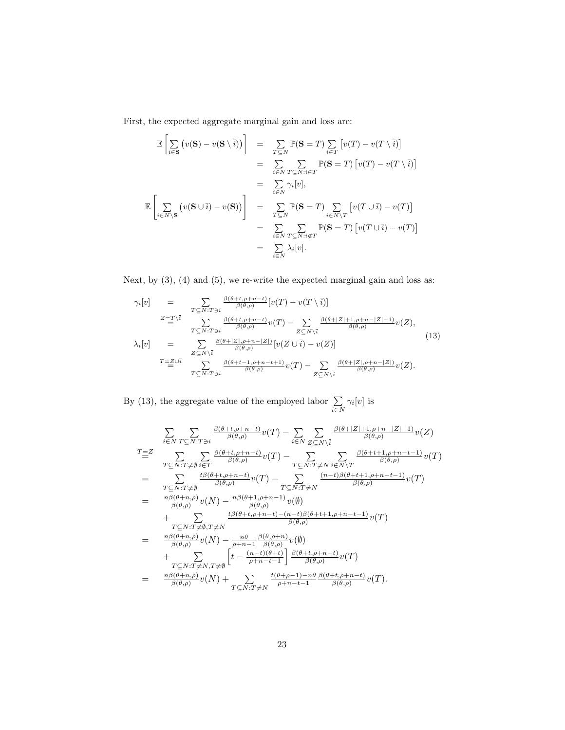First, the expected aggregate marginal gain and loss are:

$$
\begin{aligned}
\mathbb{E}\left[\sum_{i\in\mathbf{S}}\big(v(\mathbf{S})-v(\mathbf{S}\setminus\bar{i})\big)\right] &= \sum_{T\subseteq N}\mathbb{P}(\mathbf{S}=T)\sum_{i\in T}\big[v(T)-v(T\setminus\bar{i})\big]\\
&= \sum_{i\in N}\sum_{T\subseteq N:i\in T}\mathbb{P}(\mathbf{S}=T)\big[v(T)-v(T\setminus\bar{i})\big]\\
&= \sum_{i\in N}\gamma_i[v],\\
\mathbb{E}\left[\sum_{i\in N\setminus\mathbf{S}}\big(v(\mathbf{S}\cup\bar{i})-v(\mathbf{S})\big)\right] &= \sum_{T\subseteq N}\mathbb{P}(\mathbf{S}=T)\sum_{i\in N\setminus T}\big[v(T\cup\bar{i})-v(T)\big]\\
&= \sum_{i\in N}\sum_{T\subseteq N:i\notin T}\mathbb{P}(\mathbf{S}=T)\big[v(T\cup\bar{i})-v(T)\big]\\
&= \sum_{i\in N}\lambda_i[v].
\end{aligned}
$$

Next, by (3), (4) and (5), we re-write the expected marginal gain and loss as:

$$
\begin{aligned}
\gamma_i[v] &= \sum_{T\subseteq N:T\ni i}\tfrac{\beta(\theta+t,\rho+n-t)}{\beta(\theta,\rho)}[v(T)-v(T\setminus\bar{i})]\\
&\overset{Z=T\setminus\bar{i}}{=} \sum_{T\subseteq N:T\ni i}\tfrac{\beta(\theta+t,\rho+n-t)}{\beta(\theta,\rho)}v(T)-\sum_{Z\subseteq N\setminus\bar{i}}\tfrac{\beta(\theta+|Z|+1,\rho+n-|Z|-1)}{\beta(\theta,\rho)}v(Z),\\
\lambda_i[v] &= \sum_{Z\subseteq N\setminus\bar{i}}\tfrac{\beta(\theta+|Z|,\rho+n-|Z|)}{\beta(\theta,\rho)}[v(Z\cup\bar{i})-v(Z)]\\
&\overset{T=Z\cup\bar{i}}{=} \sum_{T\subseteq N:T\ni i}\tfrac{\beta(\theta+t-1,\rho+n-t+1)}{\beta(\theta,\rho)}v(T)-\sum_{Z\subseteq N\setminus\bar{i}}\tfrac{\beta(\theta+|Z|,\rho+n-|Z|)}{\beta(\theta,\rho)}v(Z).
\end{aligned}
\tag{13}
$$

By (13), the aggregate value of the employed labor $\sum_{i\in N}\gamma_i[v]$ is

$$
\begin{aligned}
&\sum_{i\in N}\sum_{T\subseteq N:T\ni i}\tfrac{\beta(\theta+t,\rho+n-t)}{\beta(\theta,\rho)}v(T)-\sum_{i\in N}\sum_{Z\subseteq N\setminus\bar{i}}\tfrac{\beta(\theta+|Z|+1,\rho+n-|Z|-1)}{\beta(\theta,\rho)}v(Z)\\
\overset{T=Z}{=}\;& \sum_{T\subseteq N:T\neq\emptyset}\sum_{i\in T}\tfrac{\beta(\theta+t,\rho+n-t)}{\beta(\theta,\rho)}v(T)-\sum_{T\subseteq N:T\neq N}\sum_{i\in N\setminus T}\tfrac{\beta(\theta+t+1,\rho+n-t-1)}{\beta(\theta,\rho)}v(T)\\
=\;& \sum_{T\subseteq N:T\neq\emptyset}\tfrac{t\beta(\theta+t,\rho+n-t)}{\beta(\theta,\rho)}v(T)-\sum_{T\subseteq N:T\neq N}\tfrac{(n-t)\beta(\theta+t+1,\rho+n-t-1)}{\beta(\theta,\rho)}v(T)\\
=\;& \tfrac{n\beta(\theta+n,\rho)}{\beta(\theta,\rho)}v(N)-\tfrac{n\beta(\theta+1,\rho+n-1)}{\beta(\theta,\rho)}v(\emptyset)\\
&+\sum_{T\subseteq N:T\neq\emptyset,T\neq N}\tfrac{t\beta(\theta+t,\rho+n-t)-(n-t)\beta(\theta+t+1,\rho+n-t-1)}{\beta(\theta,\rho)}v(T)\\
=\;& \tfrac{n\beta(\theta+n,\rho)}{\beta(\theta,\rho)}v(N)-\tfrac{n\theta}{\rho+n-1}\tfrac{\beta(\theta,\rho+n)}{\beta(\theta,\rho)}v(\emptyset)\\
&+\sum_{T\subseteq N:T\neq N,T\neq\emptyset}\left[t-\tfrac{(n-t)(\theta+t)}{\rho+n-t-1}\right]\tfrac{\beta(\theta+t,\rho+n-t)}{\beta(\theta,\rho)}v(T)\\
=\;& \tfrac{n\beta(\theta+n,\rho)}{\beta(\theta,\rho)}v(N)+\sum_{T\subseteq N:T\neq N}\tfrac{t(\theta+\rho-1)-n\theta}{\rho+n-t-1}\tfrac{\beta(\theta+t,\rho+n-t)}{\beta(\theta,\rho)}v(T).
\end{aligned}
$$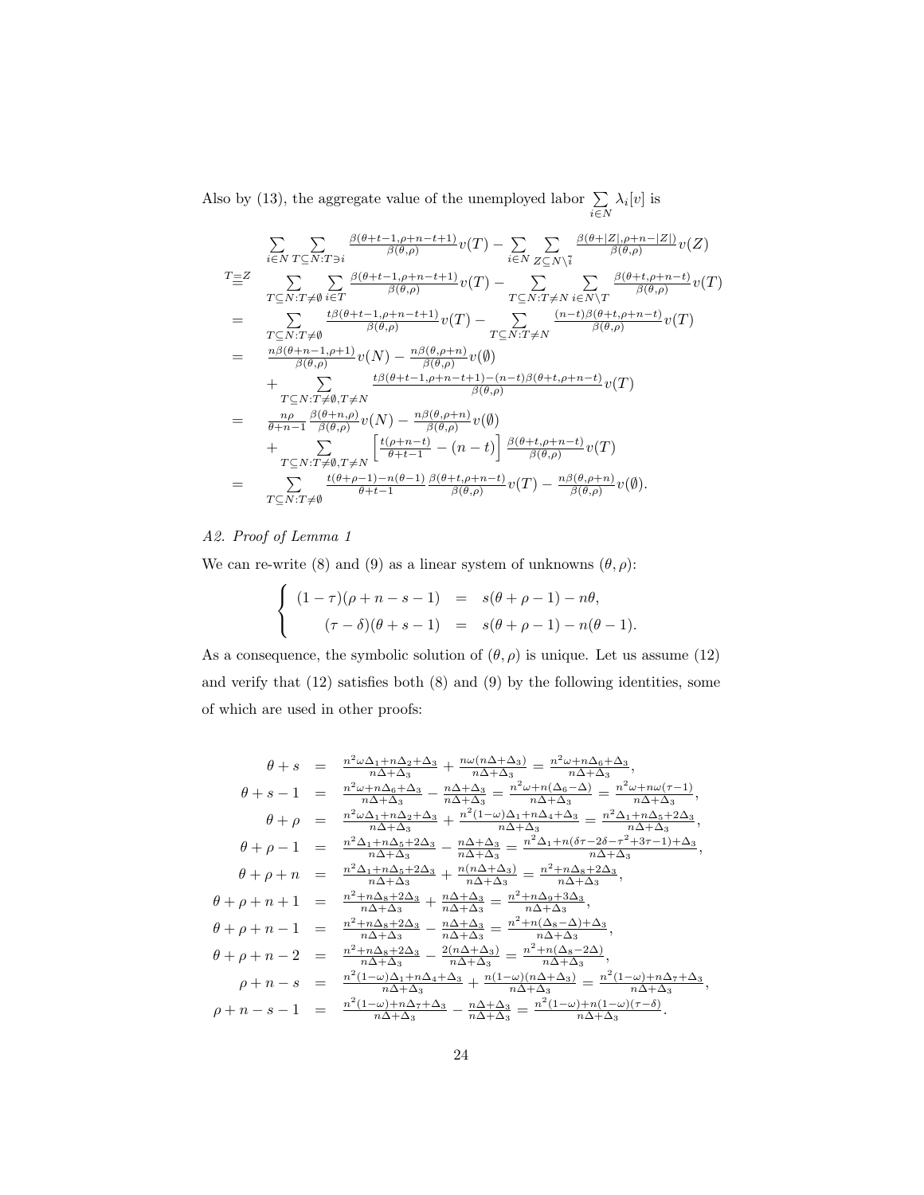Also by (13), the aggregate value of the unemployed labor $\sum_{i\in N} \lambda_i[v]$ is

$$
\begin{aligned}
& \sum_{i\in N}\sum_{T\subseteq N:T\ni i} \tfrac{\beta(\theta+t-1,\rho+n-t+1)}{\beta(\theta,\rho)} v(T) - \sum_{i\in N}\sum_{Z\subseteq N\setminus \bar{i}} \tfrac{\beta(\theta+|Z|,\rho+n-|Z|)}{\beta(\theta,\rho)} v(Z) \\
\overset{T=Z}{=}\ & \sum_{T\subseteq N:T\neq\emptyset}\sum_{i\in T} \tfrac{\beta(\theta+t-1,\rho+n-t+1)}{\beta(\theta,\rho)} v(T) - \sum_{T\subseteq N:T\neq N}\sum_{i\in N\setminus T} \tfrac{\beta(\theta+t,\rho+n-t)}{\beta(\theta,\rho)} v(T) \\
=\ & \sum_{T\subseteq N:T\neq\emptyset} \tfrac{t\beta(\theta+t-1,\rho+n-t+1)}{\beta(\theta,\rho)} v(T) - \sum_{T\subseteq N:T\neq N} \tfrac{(n-t)\beta(\theta+t,\rho+n-t)}{\beta(\theta,\rho)} v(T) \\
=\ & \tfrac{n\beta(\theta+n-1,\rho+1)}{\beta(\theta,\rho)} v(N) - \tfrac{n\beta(\theta,\rho+n)}{\beta(\theta,\rho)} v(\emptyset) \\
& + \sum_{T\subseteq N:T\neq\emptyset,T\neq N} \tfrac{t\beta(\theta+t-1,\rho+n-t+1)-(n-t)\beta(\theta+t,\rho+n-t)}{\beta(\theta,\rho)} v(T) \\
=\ & \tfrac{n\rho}{\theta+n-1}\tfrac{\beta(\theta+n,\rho)}{\beta(\theta,\rho)} v(N) - \tfrac{n\beta(\theta,\rho+n)}{\beta(\theta,\rho)} v(\emptyset) \\
& + \sum_{T\subseteq N:T\neq\emptyset,T\neq N} \left[\tfrac{t(\rho+n-t)}{\theta+t-1} - (n-t)\right] \tfrac{\beta(\theta+t,\rho+n-t)}{\beta(\theta,\rho)} v(T) \\
=\ & \sum_{T\subseteq N:T\neq\emptyset} \tfrac{t(\theta+\rho-1)-n(\theta-1)}{\theta+t-1}\tfrac{\beta(\theta+t,\rho+n-t)}{\beta(\theta,\rho)} v(T) - \tfrac{n\beta(\theta,\rho+n)}{\beta(\theta,\rho)} v(\emptyset).
\end{aligned}
$$

### *A2. Proof of Lemma 1*

We can re-write (8) and (9) as a linear system of unknowns $(\theta,\rho)$:

$$
\begin{cases}
(1-\tau)(\rho+n-s-1) &=& s(\theta+\rho-1) - n\theta, \\
(\tau-\delta)(\theta+s-1) &=& s(\theta+\rho-1) - n(\theta-1).
\end{cases}
$$

As a consequence, the symbolic solution of $(\theta,\rho)$ is unique. Let us assume (12) and verify that (12) satisfies both (8) and (9) by the following identities, some of which are used in other proofs:

$$
\begin{aligned}
\theta+s &= \tfrac{n^2\omega\Delta_1+n\Delta_2+\Delta_3}{n\Delta+\Delta_3} + \tfrac{n\omega(n\Delta+\Delta_3)}{n\Delta+\Delta_3} = \tfrac{n^2\omega+n\Delta_6+\Delta_3}{n\Delta+\Delta_3}, \\
\theta+s-1 &= \tfrac{n^2\omega+n\Delta_6+\Delta_3}{n\Delta+\Delta_3} - \tfrac{n\Delta+\Delta_3}{n\Delta+\Delta_3} = \tfrac{n^2\omega+n(\Delta_6-\Delta)}{n\Delta+\Delta_3} = \tfrac{n^2\omega+n\omega(\tau-1)}{n\Delta+\Delta_3}, \\
\theta+\rho &= \tfrac{n^2\omega\Delta_1+n\Delta_2+\Delta_3}{n\Delta+\Delta_3} + \tfrac{n^2(1-\omega)\Delta_1+n\Delta_4+\Delta_3}{n\Delta+\Delta_3} = \tfrac{n^2\Delta_1+n\Delta_5+2\Delta_3}{n\Delta+\Delta_3}, \\
\theta+\rho-1 &= \tfrac{n^2\Delta_1+n\Delta_5+2\Delta_3}{n\Delta+\Delta_3} - \tfrac{n\Delta+\Delta_3}{n\Delta+\Delta_3} = \tfrac{n^2\Delta_1+n(\delta\tau-2\delta-\tau^2+3\tau-1)+\Delta_3}{n\Delta+\Delta_3}, \\
\theta+\rho+n &= \tfrac{n^2\Delta_1+n\Delta_5+2\Delta_3}{n\Delta+\Delta_3} + \tfrac{n(n\Delta+\Delta_3)}{n\Delta+\Delta_3} = \tfrac{n^2+n\Delta_8+2\Delta_3}{n\Delta+\Delta_3}, \\
\theta+\rho+n+1 &= \tfrac{n^2+n\Delta_8+2\Delta_3}{n\Delta+\Delta_3} + \tfrac{n\Delta+\Delta_3}{n\Delta+\Delta_3} = \tfrac{n^2+n\Delta_9+3\Delta_3}{n\Delta+\Delta_3}, \\
\theta+\rho+n-1 &= \tfrac{n^2+n\Delta_8+2\Delta_3}{n\Delta+\Delta_3} - \tfrac{n\Delta+\Delta_3}{n\Delta+\Delta_3} = \tfrac{n^2+n(\Delta_8-\Delta)+\Delta_3}{n\Delta+\Delta_3}, \\
\theta+\rho+n-2 &= \tfrac{n^2+n\Delta_8+2\Delta_3}{n\Delta+\Delta_3} - \tfrac{2(n\Delta+\Delta_3)}{n\Delta+\Delta_3} = \tfrac{n^2+n(\Delta_8-2\Delta)}{n\Delta+\Delta_3}, \\
\rho+n-s &= \tfrac{n^2(1-\omega)\Delta_1+n\Delta_4+\Delta_3}{n\Delta+\Delta_3} + \tfrac{n(1-\omega)(n\Delta+\Delta_3)}{n\Delta+\Delta_3} = \tfrac{n^2(1-\omega)+n\Delta_7+\Delta_3}{n\Delta+\Delta_3}, \\
\rho+n-s-1 &= \tfrac{n^2(1-\omega)+n\Delta_7+\Delta_3}{n\Delta+\Delta_3} - \tfrac{n\Delta+\Delta_3}{n\Delta+\Delta_3} = \tfrac{n^2(1-\omega)+n(1-\omega)(\tau-\delta)}{n\Delta+\Delta_3}.
\end{aligned}
$$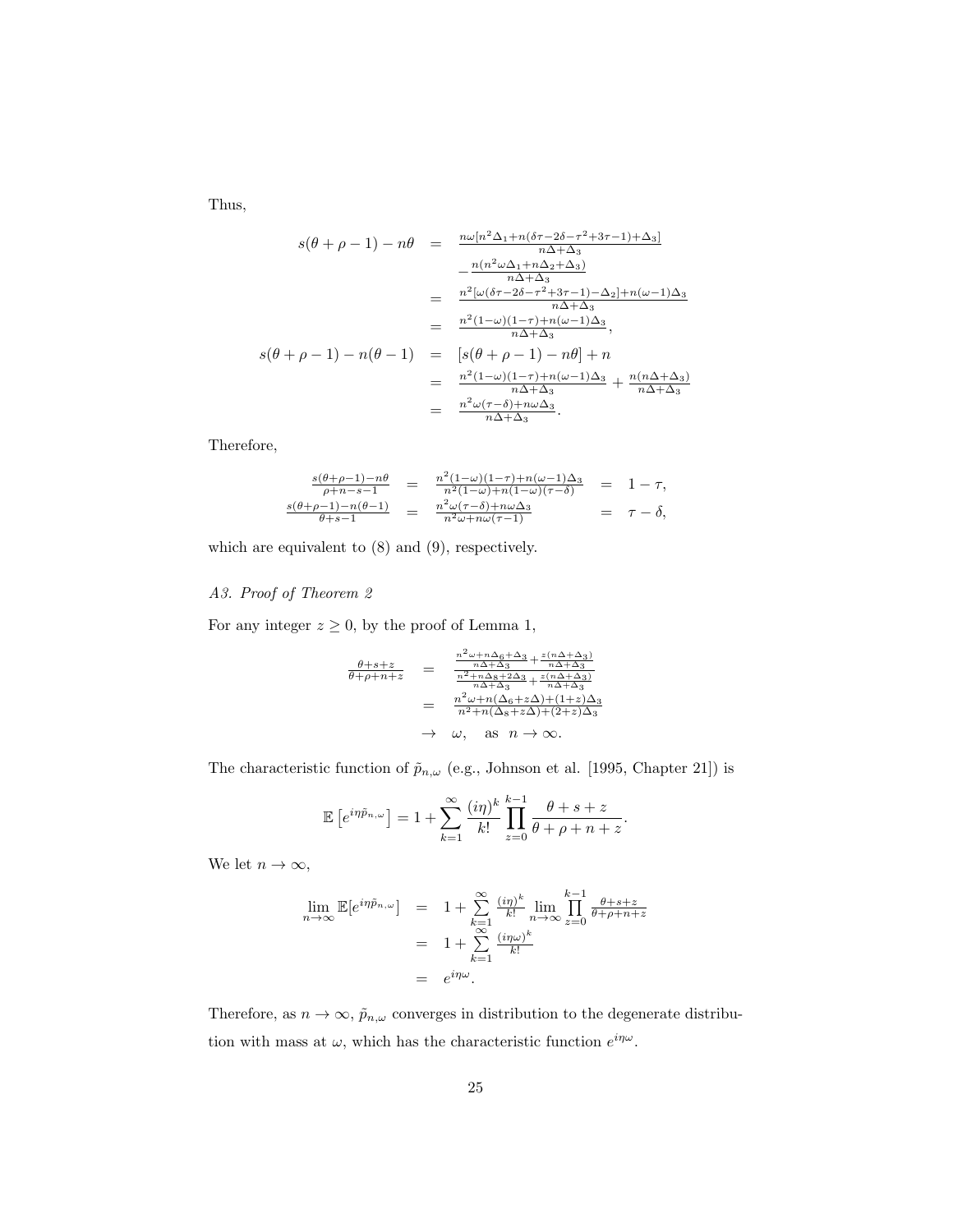Thus,

$$
\begin{aligned}
s(\theta+\rho-1)-n\theta &= \tfrac{n\omega[n^2\Delta_1+n(\delta\tau-2\delta-\tau^2+3\tau-1)+\Delta_3]}{n\Delta+\Delta_3} \\
&\quad -\tfrac{n(n^2\omega\Delta_1+n\Delta_2+\Delta_3)}{n\Delta+\Delta_3} \\
&= \tfrac{n^2[\omega(\delta\tau-2\delta-\tau^2+3\tau-1)-\Delta_2]+n(\omega-1)\Delta_3}{n\Delta+\Delta_3} \\
&= \tfrac{n^2(1-\omega)(1-\tau)+n(\omega-1)\Delta_3}{n\Delta+\Delta_3}, \\
s(\theta+\rho-1)-n(\theta-1) &= [s(\theta+\rho-1)-n\theta]+n \\
&= \tfrac{n^2(1-\omega)(1-\tau)+n(\omega-1)\Delta_3}{n\Delta+\Delta_3}+\tfrac{n(n\Delta+\Delta_3)}{n\Delta+\Delta_3} \\
&= \tfrac{n^2\omega(\tau-\delta)+n\omega\Delta_3}{n\Delta+\Delta_3}.
\end{aligned}
$$

Therefore,

$$
\begin{aligned}
\tfrac{s(\theta+\rho-1)-n\theta}{\rho+n-s-1} &= \tfrac{n^2(1-\omega)(1-\tau)+n(\omega-1)\Delta_3}{n^2(1-\omega)+n(1-\omega)(\tau-\delta)} &= 1-\tau, \\
\tfrac{s(\theta+\rho-1)-n(\theta-1)}{\theta+s-1} &= \tfrac{n^2\omega(\tau-\delta)+n\omega\Delta_3}{n^2\omega+n\omega(\tau-1)} &= \tau-\delta,
\end{aligned}
$$

which are equivalent to (8) and (9), respectively.

### *A3. Proof of Theorem 2*

For any integer $z \geq 0$, by the proof of Lemma 1,

$$
\begin{aligned}
\tfrac{\theta+s+z}{\theta+\rho+n+z} &= \tfrac{\frac{n^2\omega+n\Delta_6+\Delta_3}{n\Delta+\Delta_3}+\frac{z(n\Delta+\Delta_3)}{n\Delta+\Delta_3}}{\frac{n^2+n\Delta_8+2\Delta_3}{n\Delta+\Delta_3}+\frac{z(n\Delta+\Delta_3)}{n\Delta+\Delta_3}} \\
&= \tfrac{n^2\omega+n(\Delta_6+z\Delta)+(1+z)\Delta_3}{n^2+n(\Delta_8+z\Delta)+(2+z)\Delta_3} \\
&\to \omega, \quad \text{as } n\to\infty.
\end{aligned}
$$

The characteristic function of $\tilde{p}_{n,\omega}$ (e.g., Johnson et al. [1995, Chapter 21]) is

$$
\mathbb{E}\left[e^{i\eta\tilde{p}_{n,\omega}}\right] = 1+\sum_{k=1}^{\infty}\frac{(i\eta)^k}{k!}\prod_{z=0}^{k-1}\frac{\theta+s+z}{\theta+\rho+n+z}.
$$

We let $n\to\infty$,

$$
\begin{aligned}
\lim_{n\to\infty}\mathbb{E}[e^{i\eta\tilde{p}_{n,\omega}}] &= 1+\sum_{k=1}^{\infty}\tfrac{(i\eta)^k}{k!}\lim_{n\to\infty}\prod_{z=0}^{k-1}\tfrac{\theta+s+z}{\theta+\rho+n+z} \\
&= 1+\sum_{k=1}^{\infty}\tfrac{(i\eta\omega)^k}{k!} \\
&= e^{i\eta\omega}.
\end{aligned}
$$

Therefore, as $n\to\infty$, $\tilde{p}_{n,\omega}$ converges in distribution to the degenerate distribution with mass at $\omega$, which has the characteristic function $e^{i\eta\omega}$.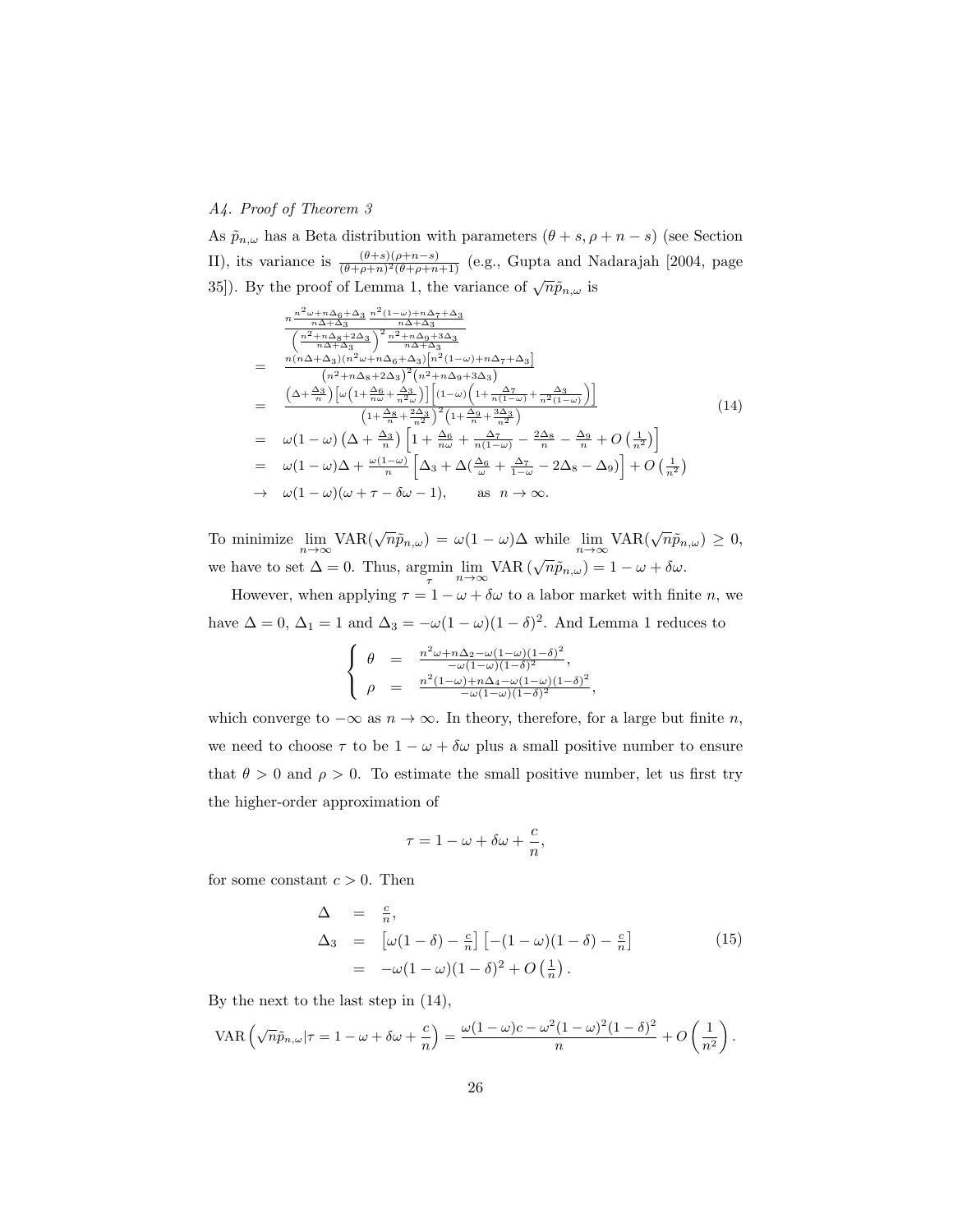*A4. Proof of Theorem 3*

As $\tilde{p}_{n,\omega}$ has a Beta distribution with parameters $(\theta + s, \rho + n - s)$ (see Section II), its variance is $\frac{(\theta+s)(\rho+n-s)}{(\theta+\rho+n)^2(\theta+\rho+n+1)}$ (e.g., Gupta and Nadarajah [2004, page 35]). By the proof of Lemma 1, the variance of $\sqrt{n}\tilde{p}_{n,\omega}$ is

$$
\begin{aligned}
& \frac{n \frac{n^2\omega + n\Delta_6 + \Delta_3}{n\Delta + \Delta_3} \frac{n^2(1-\omega)+n\Delta_7+\Delta_3}{n\Delta+\Delta_3}}{\left(\frac{n^2+n\Delta_8+2\Delta_3}{n\Delta+\Delta_3}\right)^2 \frac{n^2+n\Delta_9+3\Delta_3}{n\Delta+\Delta_3}} \\
= \;& \frac{n(n\Delta+\Delta_3)(n^2\omega+n\Delta_6+\Delta_3)\left[n^2(1-\omega)+n\Delta_7+\Delta_3\right]}{\left(n^2+n\Delta_8+2\Delta_3\right)^2\left(n^2+n\Delta_9+3\Delta_3\right)} \\
= \;& \frac{\left(\Delta+\frac{\Delta_3}{n}\right)\left[\omega\left(1+\frac{\Delta_6}{n\omega}+\frac{\Delta_3}{n^2\omega}\right)\right]\left[(1-\omega)\left(1+\frac{\Delta_7}{n(1-\omega)}+\frac{\Delta_3}{n^2(1-\omega)}\right)\right]}{\left(1+\frac{\Delta_8}{n}+\frac{2\Delta_3}{n^2}\right)^2\left(1+\frac{\Delta_9}{n}+\frac{3\Delta_3}{n^2}\right)} \qquad (14) \\
= \;& \omega(1-\omega)\left(\Delta+\frac{\Delta_3}{n}\right)\left[1+\frac{\Delta_6}{n\omega}+\frac{\Delta_7}{n(1-\omega)}-\frac{2\Delta_8}{n}-\frac{\Delta_9}{n}+O\left(\frac{1}{n^2}\right)\right] \\
= \;& \omega(1-\omega)\Delta + \frac{\omega(1-\omega)}{n}\left[\Delta_3+\Delta\left(\frac{\Delta_6}{\omega}+\frac{\Delta_7}{1-\omega}-2\Delta_8-\Delta_9\right)\right]+O\left(\frac{1}{n^2}\right) \\
\to \;& \omega(1-\omega)(\omega+\tau-\delta\omega-1), \qquad \text{as } \; n\to\infty.
\end{aligned}
$$

To minimize $\lim_{n\to\infty} \text{VAR}(\sqrt{n}\tilde{p}_{n,\omega}) = \omega(1-\omega)\Delta$ while $\lim_{n\to\infty} \text{VAR}(\sqrt{n}\tilde{p}_{n,\omega}) \geq 0$, we have to set $\Delta = 0$. Thus, $\underset{\tau}{\text{argmin}} \lim_{n\to\infty} \text{VAR}\left(\sqrt{n}\tilde{p}_{n,\omega}\right) = 1 - \omega + \delta\omega$.

However, when applying $\tau = 1 - \omega + \delta\omega$ to a labor market with finite $n$, we have $\Delta = 0$, $\Delta_1 = 1$ and $\Delta_3 = -\omega(1-\omega)(1-\delta)^2$. And Lemma 1 reduces to

$$
\left\{
\begin{array}{lll}
\theta & = & \frac{n^2\omega + n\Delta_2 - \omega(1-\omega)(1-\delta)^2}{-\omega(1-\omega)(1-\delta)^2}, \\
\rho & = & \frac{n^2(1-\omega) + n\Delta_4 - \omega(1-\omega)(1-\delta)^2}{-\omega(1-\omega)(1-\delta)^2},
\end{array}
\right.
$$

which converge to $-\infty$ as $n \to \infty$. In theory, therefore, for a large but finite $n$, we need to choose $\tau$ to be $1 - \omega + \delta\omega$ plus a small positive number to ensure that $\theta > 0$ and $\rho > 0$. To estimate the small positive number, let us first try the higher-order approximation of

$$
\tau = 1 - \omega + \delta\omega + \frac{c}{n},
$$

for some constant $c > 0$. Then

$$
\begin{aligned}
\Delta &= \frac{c}{n}, \\
\Delta_3 &= \left[\omega(1-\delta) - \frac{c}{n}\right]\left[-(1-\omega)(1-\delta) - \frac{c}{n}\right] \qquad (15) \\
&= -\omega(1-\omega)(1-\delta)^2 + O\left(\frac{1}{n}\right).
\end{aligned}
$$

By the next to the last step in (14),

$$
\text{VAR}\left(\sqrt{n}\tilde{p}_{n,\omega} | \tau = 1 - \omega + \delta\omega + \frac{c}{n}\right) = \frac{\omega(1-\omega)c - \omega^2(1-\omega)^2(1-\delta)^2}{n} + O\left(\frac{1}{n^2}\right).
$$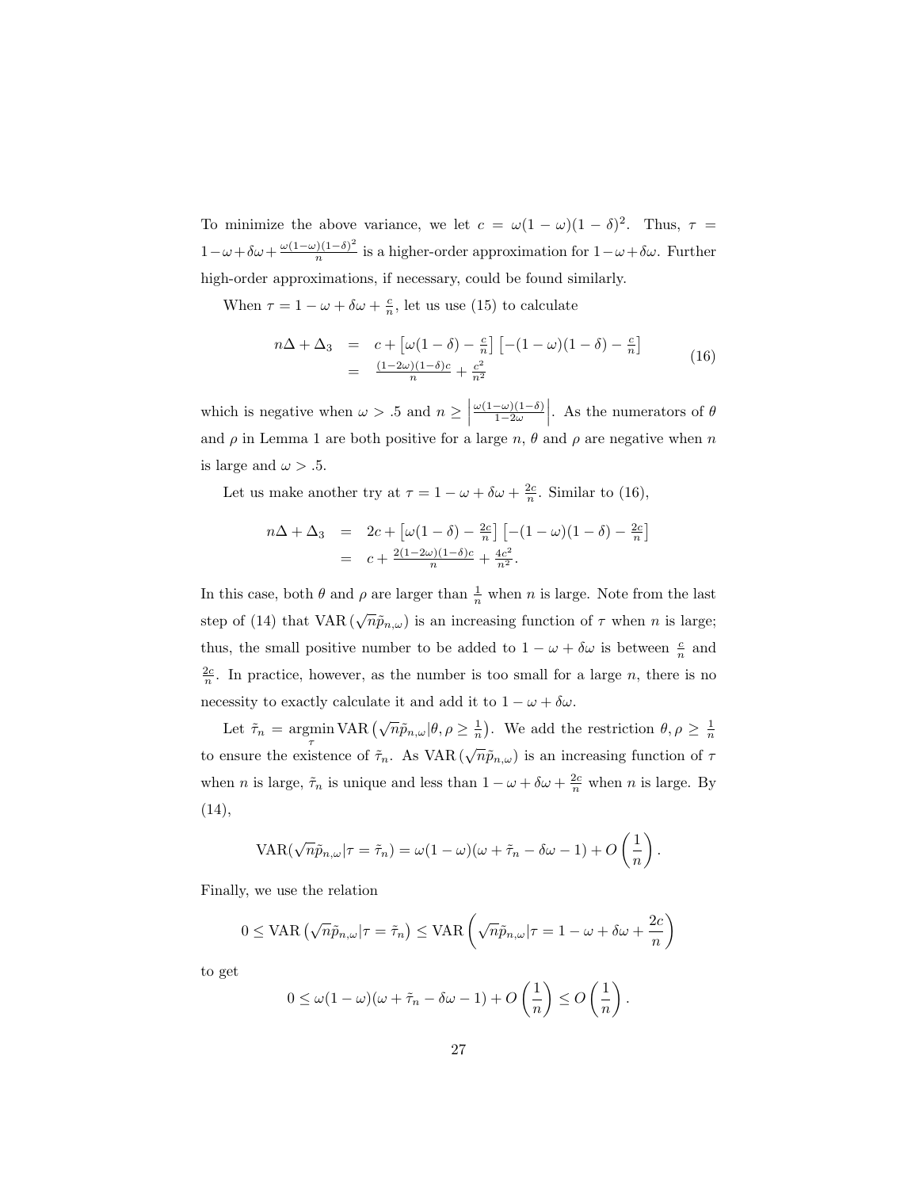To minimize the above variance, we let $c = \omega(1-\omega)(1-\delta)^2$. Thus, $\tau = 1-\omega+\delta\omega+\frac{\omega(1-\omega)(1-\delta)^2}{n}$ is a higher-order approximation for $1-\omega+\delta\omega$. Further high-order approximations, if necessary, could be found similarly.

When $\tau = 1-\omega+\delta\omega+\frac{c}{n}$, let us use (15) to calculate

$$
\begin{aligned}
n\Delta + \Delta_3 &= c + \left[\omega(1-\delta) - \tfrac{c}{n}\right]\left[-(1-\omega)(1-\delta) - \tfrac{c}{n}\right] \\
&= \tfrac{(1-2\omega)(1-\delta)c}{n} + \tfrac{c^2}{n^2}
\end{aligned}
\tag{16}
$$

which is negative when $\omega > .5$ and $n \geq \left|\frac{\omega(1-\omega)(1-\delta)}{1-2\omega}\right|$. As the numerators of $\theta$ and $\rho$ in Lemma 1 are both positive for a large $n$, $\theta$ and $\rho$ are negative when $n$ is large and $\omega > .5$.

Let us make another try at $\tau = 1-\omega+\delta\omega+\frac{2c}{n}$. Similar to (16),

$$
\begin{aligned}
n\Delta + \Delta_3 &= 2c + \left[\omega(1-\delta) - \tfrac{2c}{n}\right]\left[-(1-\omega)(1-\delta) - \tfrac{2c}{n}\right] \\
&= c + \tfrac{2(1-2\omega)(1-\delta)c}{n} + \tfrac{4c^2}{n^2}.
\end{aligned}
$$

In this case, both $\theta$ and $\rho$ are larger than $\frac{1}{n}$ when $n$ is large. Note from the last step of (14) that $\mathrm{VAR}\left(\sqrt{n}\tilde{p}_{n,\omega}\right)$ is an increasing function of $\tau$ when $n$ is large; thus, the small positive number to be added to $1-\omega+\delta\omega$ is between $\frac{c}{n}$ and $\frac{2c}{n}$. In practice, however, as the number is too small for a large $n$, there is no necessity to exactly calculate it and add it to $1-\omega+\delta\omega$.

Let $\tilde{\tau}_n = \underset{\tau}{\operatorname{argmin}}\, \mathrm{VAR}\left(\sqrt{n}\tilde{p}_{n,\omega}|\theta, \rho \geq \frac{1}{n}\right)$. We add the restriction $\theta, \rho \geq \frac{1}{n}$ to ensure the existence of $\tilde{\tau}_n$. As $\mathrm{VAR}\left(\sqrt{n}\tilde{p}_{n,\omega}\right)$ is an increasing function of $\tau$ when $n$ is large, $\tilde{\tau}_n$ is unique and less than $1-\omega+\delta\omega+\frac{2c}{n}$ when $n$ is large. By (14),

$$
\mathrm{VAR}(\sqrt{n}\tilde{p}_{n,\omega}|\tau = \tilde{\tau}_n) = \omega(1-\omega)(\omega+\tilde{\tau}_n-\delta\omega-1) + O\left(\frac{1}{n}\right).
$$

Finally, we use the relation

$$
0 \leq \mathrm{VAR}\left(\sqrt{n}\tilde{p}_{n,\omega}|\tau = \tilde{\tau}_n\right) \leq \mathrm{VAR}\left(\sqrt{n}\tilde{p}_{n,\omega}|\tau = 1-\omega+\delta\omega+\frac{2c}{n}\right)
$$

to get

$$
0 \leq \omega(1-\omega)(\omega+\tilde{\tau}_n-\delta\omega-1) + O\left(\frac{1}{n}\right) \leq O\left(\frac{1}{n}\right).
$$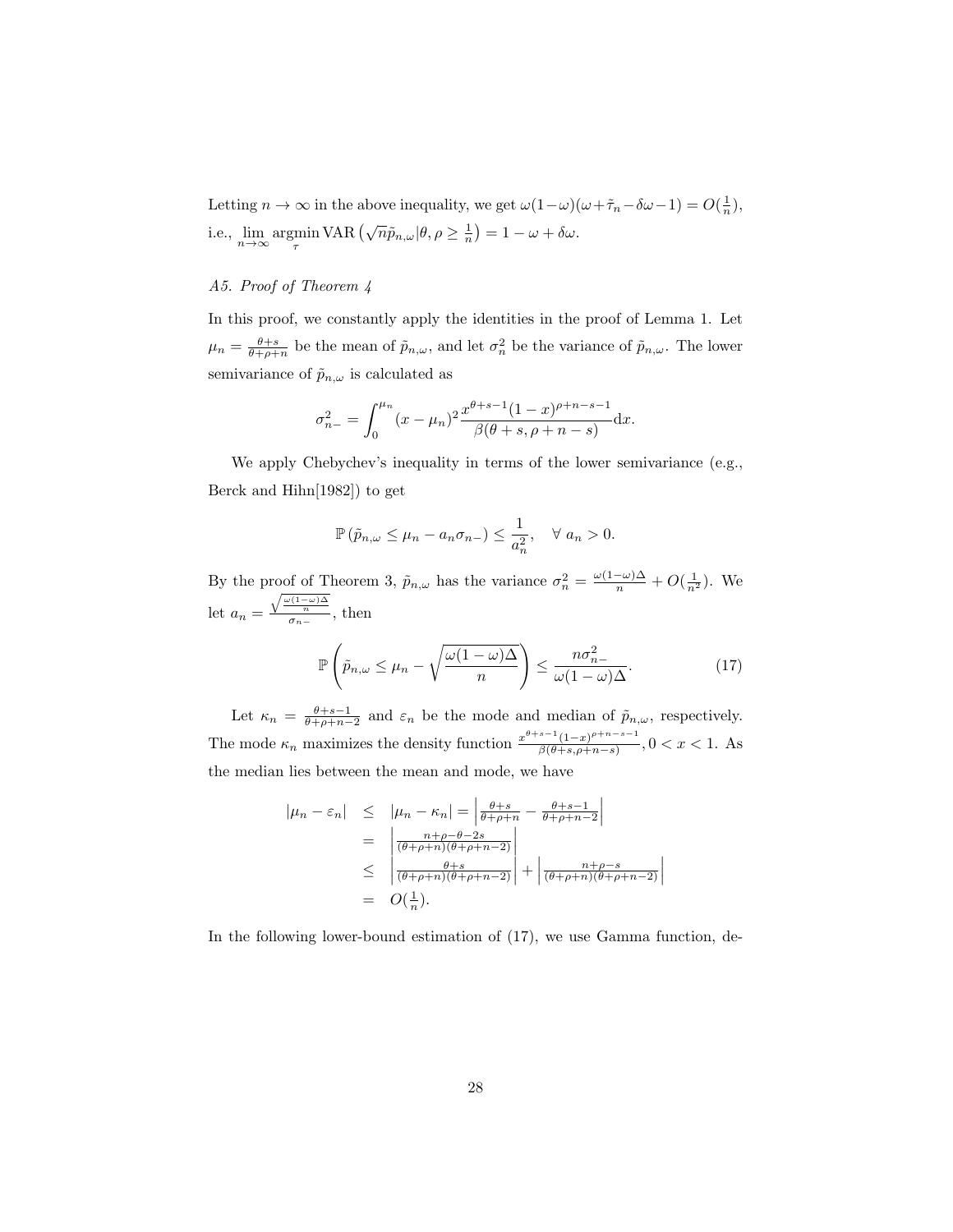Letting $n \to \infty$ in the above inequality, we get $\omega(1-\omega)(\omega+\tilde{\tau}_n-\delta\omega-1) = O(\frac{1}{n})$, i.e., $\lim_{n\to\infty} \operatorname*{argmin}_{\tau} \mathrm{VAR}\left(\sqrt{n}\tilde{p}_{n,\omega}|\theta, \rho \geq \frac{1}{n}\right) = 1 - \omega + \delta\omega$.

### *A5. Proof of Theorem 4*

In this proof, we constantly apply the identities in the proof of Lemma 1. Let $\mu_n = \frac{\theta+s}{\theta+\rho+n}$ be the mean of $\tilde{p}_{n,\omega}$, and let $\sigma_n^2$ be the variance of $\tilde{p}_{n,\omega}$. The lower semivariance of $\tilde{p}_{n,\omega}$ is calculated as

$$\sigma_{n-}^2 = \int_0^{\mu_n} (x-\mu_n)^2 \frac{x^{\theta+s-1}(1-x)^{\rho+n-s-1}}{\beta(\theta+s, \rho+n-s)} \mathrm{d}x.$$

We apply Chebychev's inequality in terms of the lower semivariance (e.g., Berck and Hihn[1982]) to get

$$\mathbb{P}\left(\tilde{p}_{n,\omega} \leq \mu_n - a_n\sigma_{n-}\right) \leq \frac{1}{a_n^2}, \quad \forall\ a_n > 0.$$

By the proof of Theorem 3, $\tilde{p}_{n,\omega}$ has the variance $\sigma_n^2 = \frac{\omega(1-\omega)\Delta}{n} + O(\frac{1}{n^2})$. We let $a_n = \frac{\sqrt{\frac{\omega(1-\omega)\Delta}{n}}}{\sigma_{n-}}$, then

$$\mathbb{P}\left(\tilde{p}_{n,\omega} \leq \mu_n - \sqrt{\frac{\omega(1-\omega)\Delta}{n}}\right) \leq \frac{n\sigma_{n-}^2}{\omega(1-\omega)\Delta}. \tag{17}$$

Let $\kappa_n = \frac{\theta+s-1}{\theta+\rho+n-2}$ and $\varepsilon_n$ be the mode and median of $\tilde{p}_{n,\omega}$, respectively. The mode $\kappa_n$ maximizes the density function $\frac{x^{\theta+s-1}(1-x)^{\rho+n-s-1}}{\beta(\theta+s,\rho+n-s)}, 0<x<1$. As the median lies between the mean and mode, we have

$$\begin{aligned}
|\mu_n - \varepsilon_n| &\leq |\mu_n - \kappa_n| = \left|\tfrac{\theta+s}{\theta+\rho+n} - \tfrac{\theta+s-1}{\theta+\rho+n-2}\right| \\
&= \left|\tfrac{n+\rho-\theta-2s}{(\theta+\rho+n)(\theta+\rho+n-2)}\right| \\
&\leq \left|\tfrac{\theta+s}{(\theta+\rho+n)(\theta+\rho+n-2)}\right| + \left|\tfrac{n+\rho-s}{(\theta+\rho+n)(\theta+\rho+n-2)}\right| \\
&= O(\tfrac{1}{n}).
\end{aligned}$$

In the following lower-bound estimation of (17), we use Gamma function, de-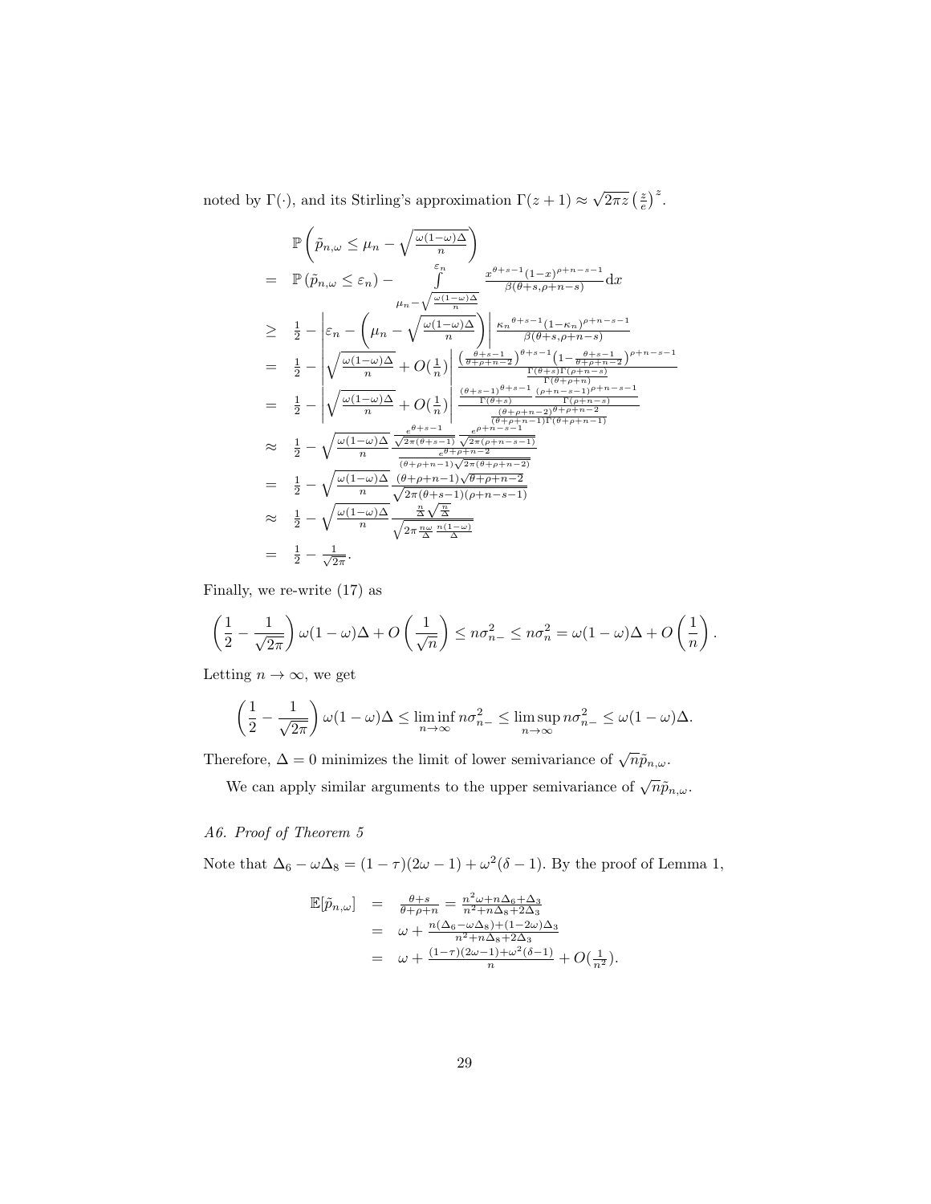noted by $\Gamma(\cdot)$, and its Stirling's approximation $\Gamma(z+1) \approx \sqrt{2\pi z}\left(\frac{z}{e}\right)^z$.

$$
\begin{aligned}
& \mathbb{P}\left(\tilde{p}_{n,\omega} \leq \mu_n - \sqrt{\tfrac{\omega(1-\omega)\Delta}{n}}\right) \\
= \;& \mathbb{P}\left(\tilde{p}_{n,\omega} \leq \varepsilon_n\right) - \int\limits_{\mu_n - \sqrt{\frac{\omega(1-\omega)\Delta}{n}}}^{\varepsilon_n} \frac{x^{\theta+s-1}(1-x)^{\rho+n-s-1}}{\beta(\theta+s,\rho+n-s)} \mathrm{d}x \\
\geq \;& \tfrac{1}{2} - \left|\varepsilon_n - \left(\mu_n - \sqrt{\tfrac{\omega(1-\omega)\Delta}{n}}\right)\right| \frac{{\kappa_n}^{\theta+s-1}(1-\kappa_n)^{\rho+n-s-1}}{\beta(\theta+s,\rho+n-s)} \\
= \;& \tfrac{1}{2} - \left|\sqrt{\tfrac{\omega(1-\omega)\Delta}{n}} + O(\tfrac{1}{n})\right| \frac{\left(\frac{\theta+s-1}{\theta+\rho+n-2}\right)^{\theta+s-1}\left(1-\frac{\theta+s-1}{\theta+\rho+n-2}\right)^{\rho+n-s-1}}{\frac{\Gamma(\theta+s)\Gamma(\rho+n-s)}{\Gamma(\theta+\rho+n)}} \\
= \;& \tfrac{1}{2} - \left|\sqrt{\tfrac{\omega(1-\omega)\Delta}{n}} + O(\tfrac{1}{n})\right| \frac{\frac{(\theta+s-1)^{\theta+s-1}}{\Gamma(\theta+s)}\frac{(\rho+n-s-1)^{\rho+n-s-1}}{\Gamma(\rho+n-s)}}{\frac{(\theta+\rho+n-2)^{\theta+\rho+n-2}}{(\theta+\rho+n-1)\Gamma(\theta+\rho+n-1)}} \\
\approx \;& \tfrac{1}{2} - \sqrt{\tfrac{\omega(1-\omega)\Delta}{n}} \frac{\frac{e^{\theta+s-1}}{\sqrt{2\pi(\theta+s-1)}}\frac{e^{\rho+n-s-1}}{\sqrt{2\pi(\rho+n-s-1)}}}{\frac{e^{\theta+\rho+n-2}}{(\theta+\rho+n-1)\sqrt{2\pi(\theta+\rho+n-2)}}} \\
= \;& \tfrac{1}{2} - \sqrt{\tfrac{\omega(1-\omega)\Delta}{n}} \frac{(\theta+\rho+n-1)\sqrt{\theta+\rho+n-2}}{\sqrt{2\pi(\theta+s-1)(\rho+n-s-1)}} \\
\approx \;& \tfrac{1}{2} - \sqrt{\tfrac{\omega(1-\omega)\Delta}{n}} \frac{\frac{n}{\Delta}\sqrt{\frac{n}{\Delta}}}{\sqrt{2\pi\frac{n\omega}{\Delta}\frac{n(1-\omega)}{\Delta}}} \\
= \;& \tfrac{1}{2} - \tfrac{1}{\sqrt{2\pi}}.
\end{aligned}
$$

Finally, we re-write (17) as

$$
\left(\frac{1}{2} - \frac{1}{\sqrt{2\pi}}\right)\omega(1-\omega)\Delta + O\left(\frac{1}{\sqrt{n}}\right) \leq n\sigma_{n-}^2 \leq n\sigma_n^2 = \omega(1-\omega)\Delta + O\left(\frac{1}{n}\right).
$$

Letting $n \to \infty$, we get

$$
\left(\frac{1}{2} - \frac{1}{\sqrt{2\pi}}\right)\omega(1-\omega)\Delta \leq \liminf_{n\to\infty} n\sigma_{n-}^2 \leq \limsup_{n\to\infty} n\sigma_{n-}^2 \leq \omega(1-\omega)\Delta.
$$

Therefore, $\Delta = 0$ minimizes the limit of lower semivariance of $\sqrt{n}\tilde{p}_{n,\omega}$.

We can apply similar arguments to the upper semivariance of $\sqrt{n}\tilde{p}_{n,\omega}$.

### *A6. Proof of Theorem 5*

Note that $\Delta_6 - \omega\Delta_8 = (1-\tau)(2\omega-1) + \omega^2(\delta-1)$. By the proof of Lemma 1,

$$
\begin{aligned}
\mathbb{E}[\tilde{p}_{n,\omega}] &= \tfrac{\theta+s}{\theta+\rho+n} = \tfrac{n^2\omega + n\Delta_6 + \Delta_3}{n^2 + n\Delta_8 + 2\Delta_3} \\
&= \omega + \tfrac{n(\Delta_6 - \omega\Delta_8) + (1-2\omega)\Delta_3}{n^2 + n\Delta_8 + 2\Delta_3} \\
&= \omega + \tfrac{(1-\tau)(2\omega-1) + \omega^2(\delta-1)}{n} + O(\tfrac{1}{n^2}).
\end{aligned}
$$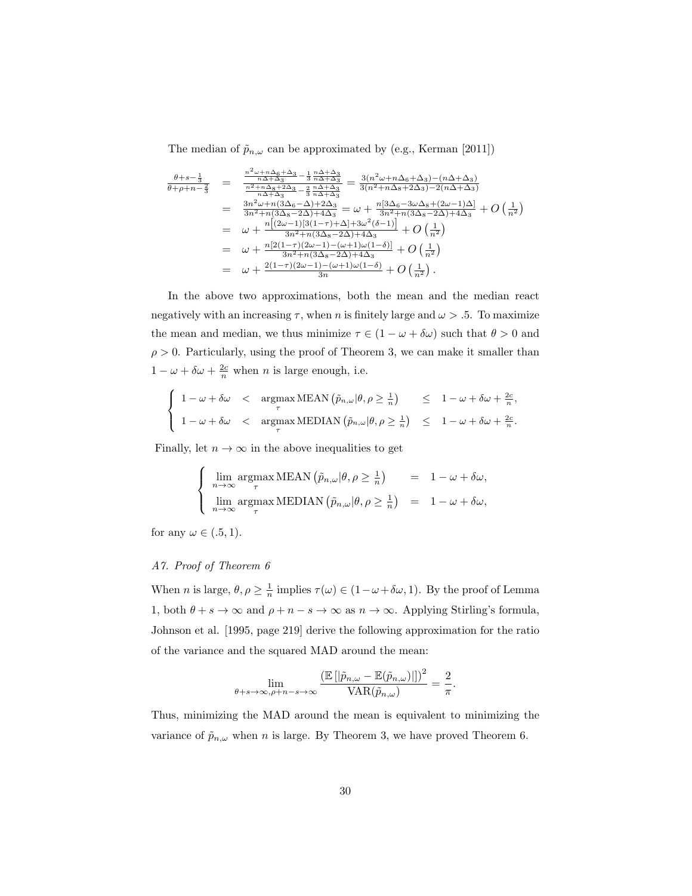The median of $\tilde{p}_{n,\omega}$ can be approximated by (e.g., Kerman [2011])

$$
\begin{aligned}
\frac{\theta+s-\frac{1}{3}}{\theta+\rho+n-\frac{2}{3}} &= \frac{\frac{n^2\omega+n\Delta_6+\Delta_3}{n\Delta+\Delta_3}-\frac{1}{3}\frac{n\Delta+\Delta_3}{n\Delta+\Delta_3}}{\frac{n^2+n\Delta_8+2\Delta_3}{n\Delta+\Delta_3}-\frac{2}{3}\frac{n\Delta+\Delta_3}{n\Delta+\Delta_3}} = \frac{3(n^2\omega+n\Delta_6+\Delta_3)-(n\Delta+\Delta_3)}{3(n^2+n\Delta_8+2\Delta_3)-2(n\Delta+\Delta_3)} \\
&= \frac{3n^2\omega+n(3\Delta_6-\Delta)+2\Delta_3}{3n^2+n(3\Delta_8-2\Delta)+4\Delta_3} = \omega + \frac{n[3\Delta_6-3\omega\Delta_8+(2\omega-1)\Delta]}{3n^2+n(3\Delta_8-2\Delta)+4\Delta_3} + O\left(\frac{1}{n^2}\right) \\
&= \omega + \frac{n\left[(2\omega-1)[3(1-\tau)+\Delta]+3\omega^2(\delta-1)\right]}{3n^2+n(3\Delta_8-2\Delta)+4\Delta_3} + O\left(\frac{1}{n^2}\right) \\
&= \omega + \frac{n[2(1-\tau)(2\omega-1)-(\omega+1)\omega(1-\delta)]}{3n^2+n(3\Delta_8-2\Delta)+4\Delta_3} + O\left(\frac{1}{n^2}\right) \\
&= \omega + \frac{2(1-\tau)(2\omega-1)-(\omega+1)\omega(1-\delta)}{3n} + O\left(\frac{1}{n^2}\right).
\end{aligned}
$$

In the above two approximations, both the mean and the median react negatively with an increasing $\tau$, when $n$ is finitely large and $\omega > .5$. To maximize the mean and median, we thus minimize $\tau \in (1-\omega+\delta\omega)$ such that $\theta > 0$ and $\rho > 0$. Particularly, using the proof of Theorem 3, we can make it smaller than $1-\omega+\delta\omega+\frac{2c}{n}$ when $n$ is large enough, i.e.

$$
\begin{cases}
1-\omega+\delta\omega < \underset{\tau}{\operatorname{argmax}}\,\mathrm{MEAN}\left(\tilde{p}_{n,\omega}|\theta,\rho \geq \frac{1}{n}\right) \leq 1-\omega+\delta\omega+\frac{2c}{n}, \\
1-\omega+\delta\omega < \underset{\tau}{\operatorname{argmax}}\,\mathrm{MEDIAN}\left(\tilde{p}_{n,\omega}|\theta,\rho \geq \frac{1}{n}\right) \leq 1-\omega+\delta\omega+\frac{2c}{n}.
\end{cases}
$$

Finally, let $n \to \infty$ in the above inequalities to get

$$
\begin{cases}
\lim\limits_{n\to\infty} \underset{\tau}{\operatorname{argmax}}\,\mathrm{MEAN}\left(\tilde{p}_{n,\omega}|\theta,\rho \geq \frac{1}{n}\right) = 1-\omega+\delta\omega, \\
\lim\limits_{n\to\infty} \underset{\tau}{\operatorname{argmax}}\,\mathrm{MEDIAN}\left(\tilde{p}_{n,\omega}|\theta,\rho \geq \frac{1}{n}\right) = 1-\omega+\delta\omega,
\end{cases}
$$

for any $\omega \in (.5, 1)$.

*A7. Proof of Theorem 6*

When $n$ is large, $\theta, \rho \geq \frac{1}{n}$ implies $\tau(\omega) \in (1-\omega+\delta\omega, 1)$. By the proof of Lemma 1, both $\theta + s \to \infty$ and $\rho + n - s \to \infty$ as $n \to \infty$. Applying Stirling's formula, Johnson et al. [1995, page 219] derive the following approximation for the ratio of the variance and the squared MAD around the mean:

$$
\lim_{\theta+s\to\infty,\rho+n-s\to\infty} \frac{\left(\mathbb{E}\left[|\tilde{p}_{n,\omega}-\mathbb{E}(\tilde{p}_{n,\omega})|\right]\right)^2}{\mathrm{VAR}(\tilde{p}_{n,\omega})} = \frac{2}{\pi}.
$$

Thus, minimizing the MAD around the mean is equivalent to minimizing the variance of $\tilde{p}_{n,\omega}$ when $n$ is large. By Theorem 3, we have proved Theorem 6.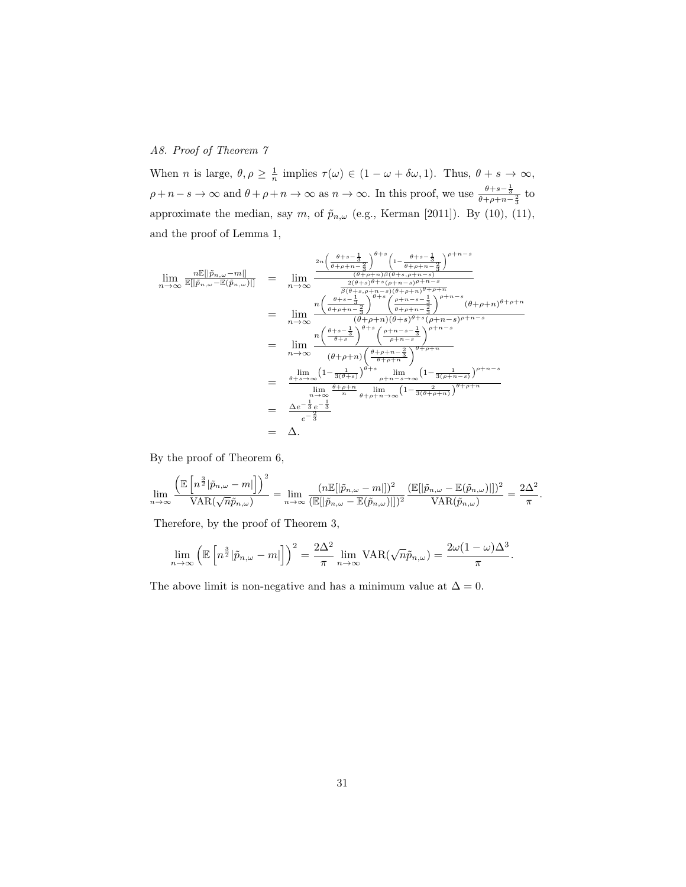*A8. Proof of Theorem 7*

When $n$ is large, $\theta, \rho \geq \frac{1}{n}$ implies $\tau(\omega) \in (1-\omega+\delta\omega, 1)$. Thus, $\theta + s \to \infty$, $\rho + n - s \to \infty$ and $\theta + \rho + n \to \infty$ as $n \to \infty$. In this proof, we use $\frac{\theta+s-\frac{1}{3}}{\theta+\rho+n-\frac{2}{3}}$ to approximate the median, say $m$, of $\tilde{p}_{n,\omega}$ (e.g., Kerman [2011]). By (10), (11), and the proof of Lemma 1,

$$
\begin{aligned}
\lim_{n\to\infty} \frac{n\mathbb{E}[|\tilde{p}_{n,\omega}-m|]}{\mathbb{E}[|\tilde{p}_{n,\omega}-\mathbb{E}(\tilde{p}_{n,\omega})|]} &= \lim_{n\to\infty} \frac{\frac{2n\left(\frac{\theta+s-\frac{1}{3}}{\theta+\rho+n-\frac{2}{3}}\right)^{\theta+s}\left(1-\frac{\theta+s-\frac{1}{3}}{\theta+\rho+n-\frac{2}{3}}\right)^{\rho+n-s}}{(\theta+\rho+n)\beta(\theta+s,\rho+n-s)}}{\frac{2(\theta+s)^{\theta+s}(\rho+n-s)^{\rho+n-s}}{\beta(\theta+s,\rho+n-s)(\theta+\rho+n)^{\theta+\rho+n}}} \\
&= \lim_{n\to\infty} \frac{n\left(\frac{\theta+s-\frac{1}{3}}{\theta+\rho+n-\frac{2}{3}}\right)^{\theta+s}\left(\frac{\rho+n-s-\frac{1}{3}}{\theta+\rho+n-\frac{2}{3}}\right)^{\rho+n-s}(\theta+\rho+n)^{\theta+\rho+n}}{(\theta+\rho+n)(\theta+s)^{\theta+s}(\rho+n-s)^{\rho+n-s}} \\
&= \lim_{n\to\infty} \frac{n\left(\frac{\theta+s-\frac{1}{3}}{\theta+s}\right)^{\theta+s}\left(\frac{\rho+n-s-\frac{1}{3}}{\rho+n-s}\right)^{\rho+n-s}}{(\theta+\rho+n)\left(\frac{\theta+\rho+n-\frac{2}{3}}{\theta+\rho+n}\right)^{\theta+\rho+n}} \\
&= \frac{\lim\limits_{\theta+s\to\infty}\left(1-\frac{1}{3(\theta+s)}\right)^{\theta+s}\lim\limits_{\rho+n-s\to\infty}\left(1-\frac{1}{3(\rho+n-s)}\right)^{\rho+n-s}}{\lim\limits_{n\to\infty}\frac{\theta+\rho+n}{n}\lim\limits_{\theta+\rho+n\to\infty}\left(1-\frac{2}{3(\theta+\rho+n)}\right)^{\theta+\rho+n}} \\
&= \frac{\Delta e^{-\frac{1}{3}}e^{-\frac{1}{3}}}{e^{-\frac{2}{3}}} \\
&= \Delta.
\end{aligned}
$$

By the proof of Theorem 6,

$$
\lim_{n\to\infty} \frac{\left(\mathbb{E}\left[n^{\frac{3}{2}}|\tilde{p}_{n,\omega}-m|\right]\right)^2}{\mathrm{VAR}(\sqrt{n}\tilde{p}_{n,\omega})} = \lim_{n\to\infty} \frac{(n\mathbb{E}[|\tilde{p}_{n,\omega}-m|])^2}{(\mathbb{E}[|\tilde{p}_{n,\omega}-\mathbb{E}(\tilde{p}_{n,\omega})|])^2} \frac{(\mathbb{E}[|\tilde{p}_{n,\omega}-\mathbb{E}(\tilde{p}_{n,\omega})|])^2}{\mathrm{VAR}(\tilde{p}_{n,\omega})} = \frac{2\Delta^2}{\pi}.
$$

Therefore, by the proof of Theorem 3,

$$
\lim_{n\to\infty} \left(\mathbb{E}\left[n^{\frac{3}{2}}|\tilde{p}_{n,\omega}-m|\right]\right)^2 = \frac{2\Delta^2}{\pi} \lim_{n\to\infty} \mathrm{VAR}(\sqrt{n}\tilde{p}_{n,\omega}) = \frac{2\omega(1-\omega)\Delta^3}{\pi}.
$$

The above limit is non-negative and has a minimum value at $\Delta = 0$.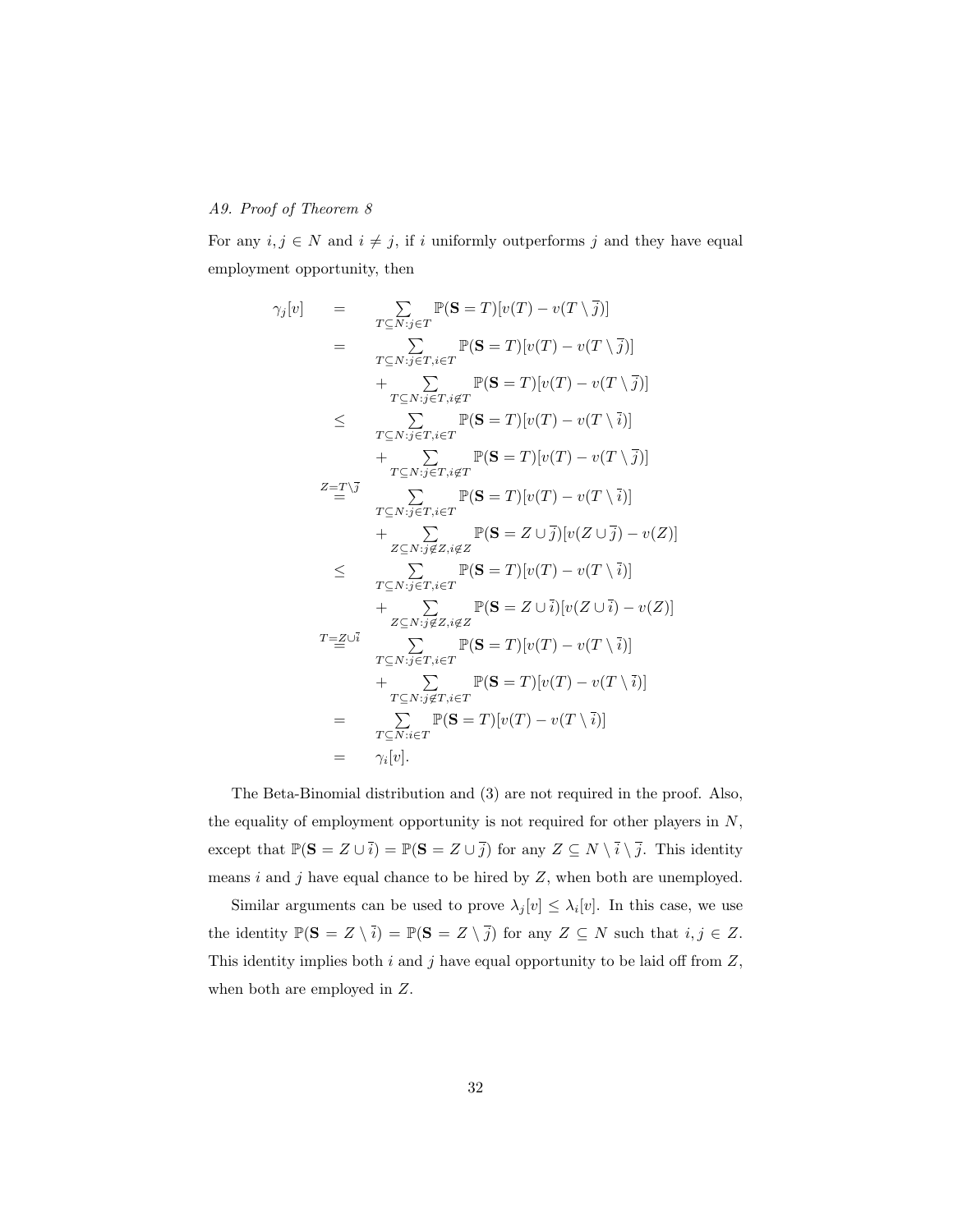*A9. Proof of Theorem 8*

For any $i, j \in N$ and $i \neq j$, if $i$ uniformly outperforms $j$ and they have equal employment opportunity, then

$$
\begin{aligned}
\gamma_j[v] \quad &= \quad \sum_{T \subseteq N: j \in T} \mathbb{P}(\mathbf{S} = T)[v(T) - v(T \setminus \overline{j})] \\
&= \quad \sum_{T \subseteq N: j \in T, i \in T} \mathbb{P}(\mathbf{S} = T)[v(T) - v(T \setminus \overline{j})] \\
&\quad\quad + \sum_{T \subseteq N: j \in T, i \notin T} \mathbb{P}(\mathbf{S} = T)[v(T) - v(T \setminus \overline{j})] \\
&\leq \quad \sum_{T \subseteq N: j \in T, i \in T} \mathbb{P}(\mathbf{S} = T)[v(T) - v(T \setminus \overline{i})] \\
&\quad\quad + \sum_{T \subseteq N: j \in T, i \notin T} \mathbb{P}(\mathbf{S} = T)[v(T) - v(T \setminus \overline{j})] \\
&\overset{Z = T \setminus \overline{j}}{=} \quad \sum_{T \subseteq N: j \in T, i \in T} \mathbb{P}(\mathbf{S} = T)[v(T) - v(T \setminus \overline{i})] \\
&\quad\quad + \sum_{Z \subseteq N: j \notin Z, i \notin Z} \mathbb{P}(\mathbf{S} = Z \cup \overline{j})[v(Z \cup \overline{j}) - v(Z)] \\
&\leq \quad \sum_{T \subseteq N: j \in T, i \in T} \mathbb{P}(\mathbf{S} = T)[v(T) - v(T \setminus \overline{i})] \\
&\quad\quad + \sum_{Z \subseteq N: j \notin Z, i \notin Z} \mathbb{P}(\mathbf{S} = Z \cup \overline{i})[v(Z \cup \overline{i}) - v(Z)] \\
&\overset{T = Z \cup \overline{i}}{=} \quad \sum_{T \subseteq N: j \in T, i \in T} \mathbb{P}(\mathbf{S} = T)[v(T) - v(T \setminus \overline{i})] \\
&\quad\quad + \sum_{T \subseteq N: j \notin T, i \in T} \mathbb{P}(\mathbf{S} = T)[v(T) - v(T \setminus \overline{i})] \\
&= \quad \sum_{T \subseteq N: i \in T} \mathbb{P}(\mathbf{S} = T)[v(T) - v(T \setminus \overline{i})] \\
&= \quad \gamma_i[v].
\end{aligned}
$$

The Beta-Binomial distribution and (3) are not required in the proof. Also, the equality of employment opportunity is not required for other players in $N$, except that $\mathbb{P}(\mathbf{S} = Z \cup \overline{i}) = \mathbb{P}(\mathbf{S} = Z \cup \overline{j})$ for any $Z \subseteq N \setminus \overline{i} \setminus \overline{j}$. This identity means $i$ and $j$ have equal chance to be hired by $Z$, when both are unemployed.

Similar arguments can be used to prove $\lambda_j[v] \leq \lambda_i[v]$. In this case, we use the identity $\mathbb{P}(\mathbf{S} = Z \setminus \overline{i}) = \mathbb{P}(\mathbf{S} = Z \setminus \overline{j})$ for any $Z \subseteq N$ such that $i, j \in Z$. This identity implies both $i$ and $j$ have equal opportunity to be laid off from $Z$, when both are employed in $Z$.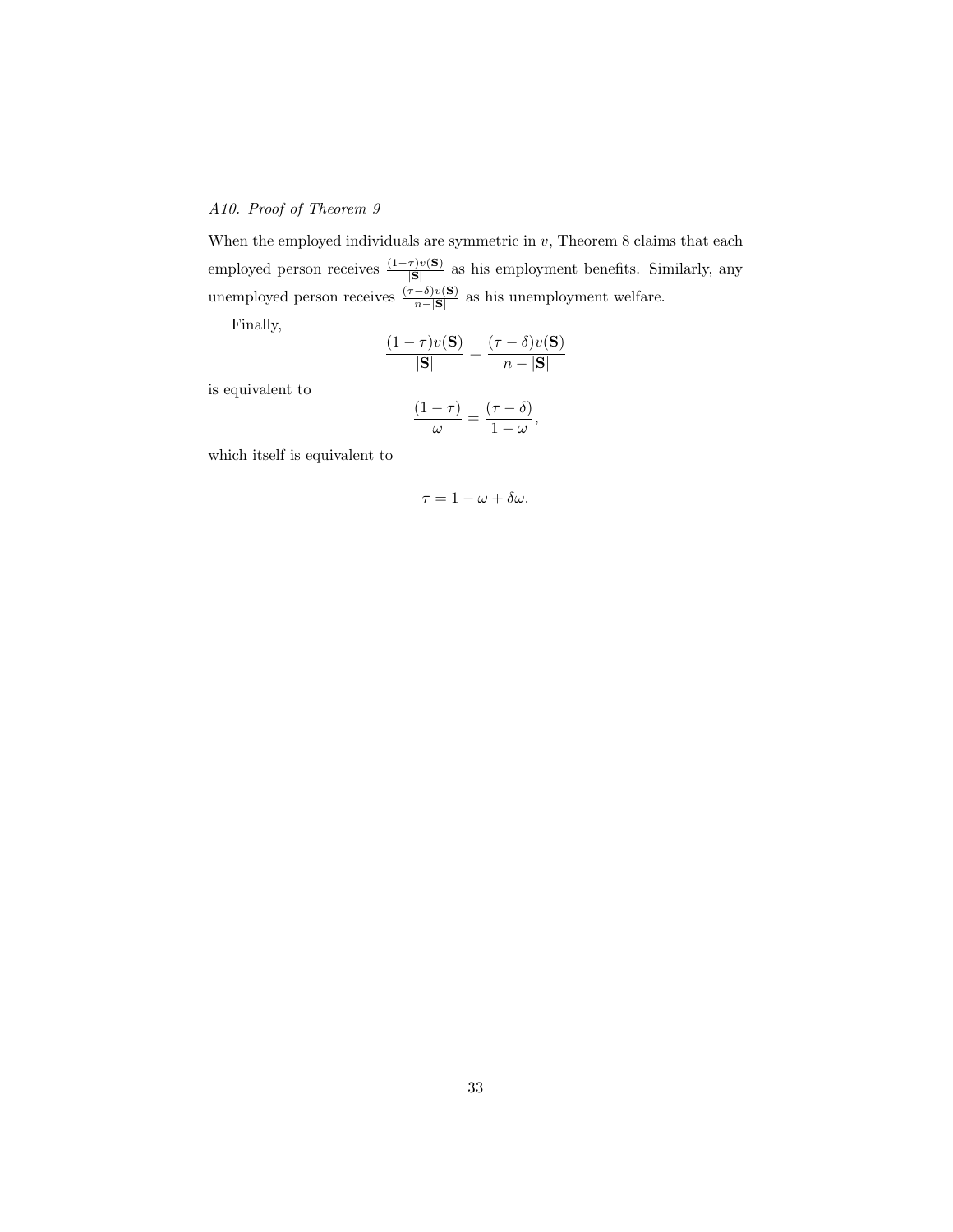*A10. Proof of Theorem 9*

When the employed individuals are symmetric in $v$, Theorem 8 claims that each employed person receives $\frac{(1-\tau)v(\mathbf{S})}{|\mathbf{S}|}$ as his employment benefits. Similarly, any unemployed person receives $\frac{(\tau-\delta)v(\mathbf{S})}{n-|\mathbf{S}|}$ as his unemployment welfare.

Finally,

$$\frac{(1-\tau)v(\mathbf{S})}{|\mathbf{S}|} = \frac{(\tau-\delta)v(\mathbf{S})}{n-|\mathbf{S}|}$$

is equivalent to

$$\frac{(1-\tau)}{\omega} = \frac{(\tau-\delta)}{1-\omega},$$

which itself is equivalent to

$$\tau = 1 - \omega + \delta\omega.$$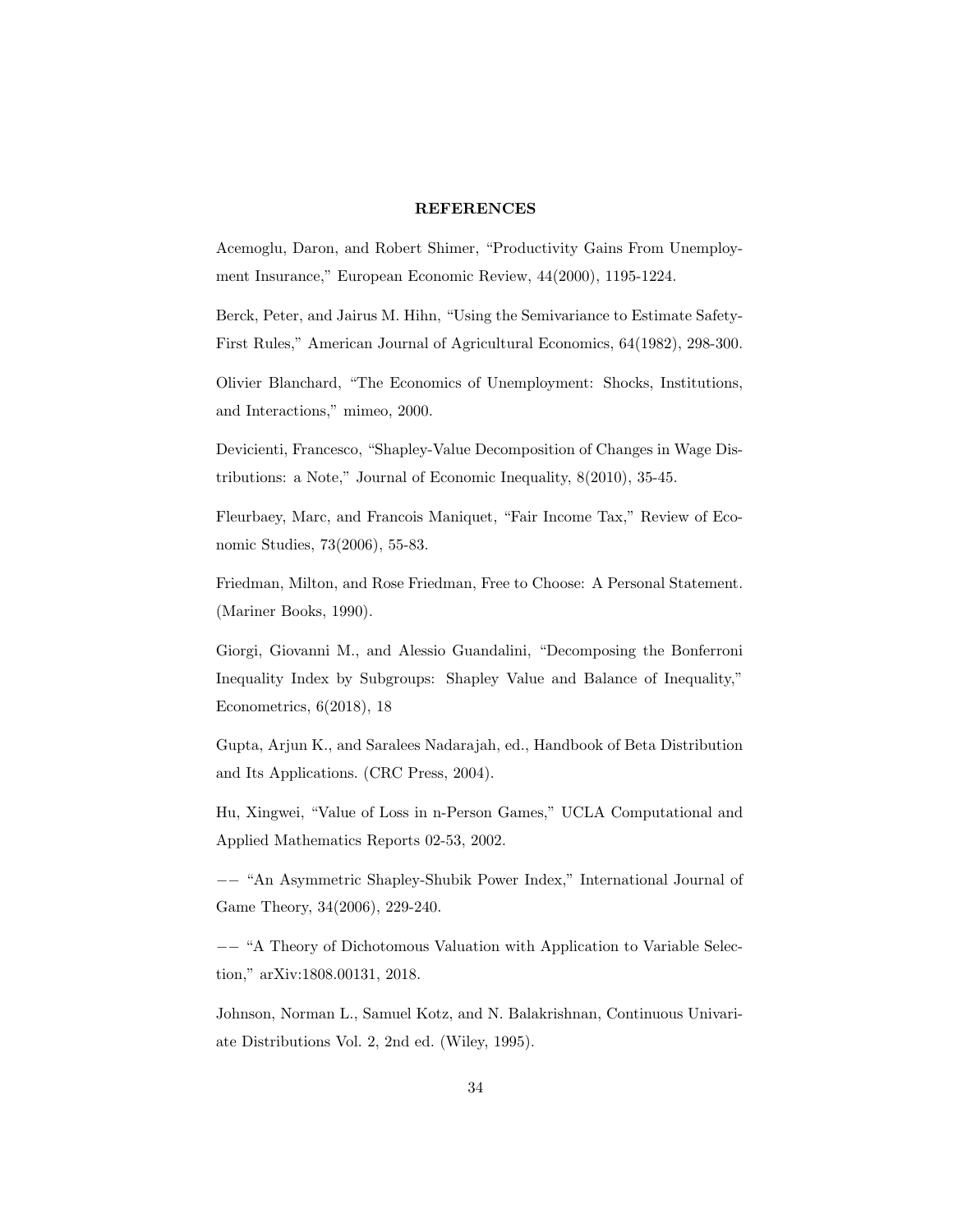## REFERENCES

Acemoglu, Daron, and Robert Shimer, "Productivity Gains From Unemployment Insurance," European Economic Review, 44(2000), 1195-1224.

Berck, Peter, and Jairus M. Hihn, "Using the Semivariance to Estimate Safety-First Rules," American Journal of Agricultural Economics, 64(1982), 298-300.

Olivier Blanchard, "The Economics of Unemployment: Shocks, Institutions, and Interactions," mimeo, 2000.

Devicienti, Francesco, "Shapley-Value Decomposition of Changes in Wage Distributions: a Note," Journal of Economic Inequality, 8(2010), 35-45.

Fleurbaey, Marc, and Francois Maniquet, "Fair Income Tax," Review of Economic Studies, 73(2006), 55-83.

Friedman, Milton, and Rose Friedman, Free to Choose: A Personal Statement. (Mariner Books, 1990).

Giorgi, Giovanni M., and Alessio Guandalini, "Decomposing the Bonferroni Inequality Index by Subgroups: Shapley Value and Balance of Inequality," Econometrics, 6(2018), 18

Gupta, Arjun K., and Saralees Nadarajah, ed., Handbook of Beta Distribution and Its Applications. (CRC Press, 2004).

Hu, Xingwei, "Value of Loss in n-Person Games," UCLA Computational and Applied Mathematics Reports 02-53, 2002.

−− "An Asymmetric Shapley-Shubik Power Index," International Journal of Game Theory, 34(2006), 229-240.

−− "A Theory of Dichotomous Valuation with Application to Variable Selection," arXiv:1808.00131, 2018.

Johnson, Norman L., Samuel Kotz, and N. Balakrishnan, Continuous Univariate Distributions Vol. 2, 2nd ed. (Wiley, 1995).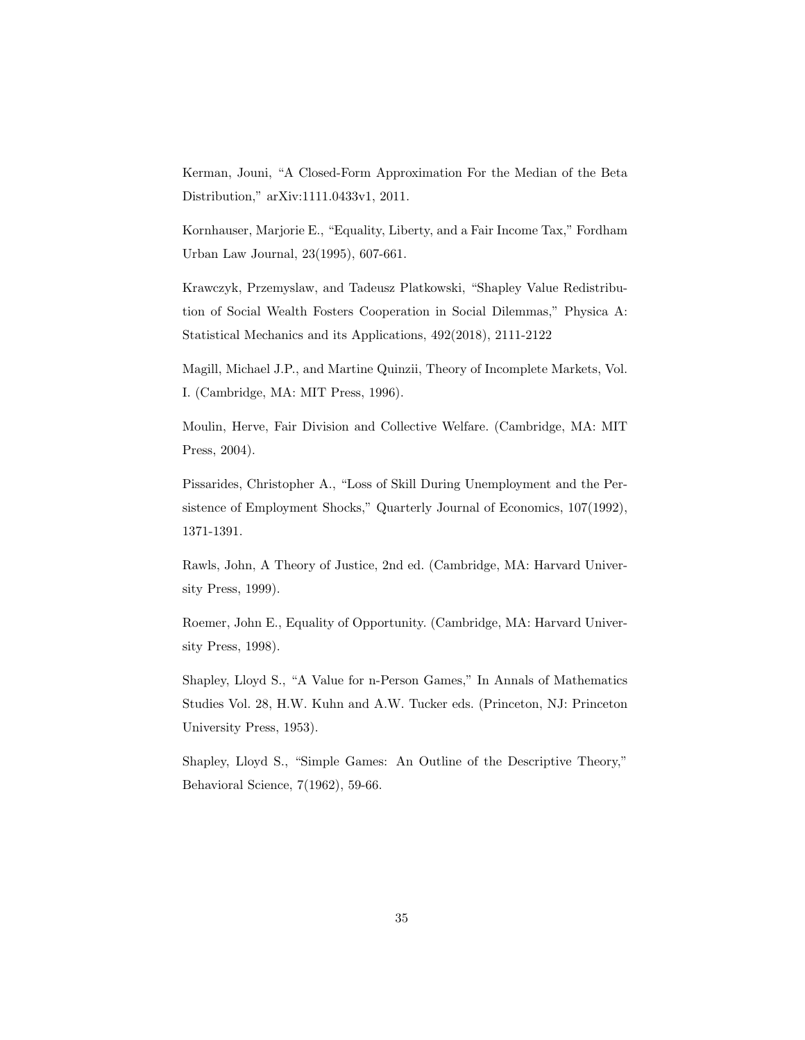Kerman, Jouni, "A Closed-Form Approximation For the Median of the Beta Distribution," arXiv:1111.0433v1, 2011.

Kornhauser, Marjorie E., "Equality, Liberty, and a Fair Income Tax," Fordham Urban Law Journal, 23(1995), 607-661.

Krawczyk, Przemyslaw, and Tadeusz Platkowski, "Shapley Value Redistribution of Social Wealth Fosters Cooperation in Social Dilemmas," Physica A: Statistical Mechanics and its Applications, 492(2018), 2111-2122

Magill, Michael J.P., and Martine Quinzii, Theory of Incomplete Markets, Vol. I. (Cambridge, MA: MIT Press, 1996).

Moulin, Herve, Fair Division and Collective Welfare. (Cambridge, MA: MIT Press, 2004).

Pissarides, Christopher A., "Loss of Skill During Unemployment and the Persistence of Employment Shocks," Quarterly Journal of Economics, 107(1992), 1371-1391.

Rawls, John, A Theory of Justice, 2nd ed. (Cambridge, MA: Harvard University Press, 1999).

Roemer, John E., Equality of Opportunity. (Cambridge, MA: Harvard University Press, 1998).

Shapley, Lloyd S., "A Value for n-Person Games," In Annals of Mathematics Studies Vol. 28, H.W. Kuhn and A.W. Tucker eds. (Princeton, NJ: Princeton University Press, 1953).

Shapley, Lloyd S., "Simple Games: An Outline of the Descriptive Theory," Behavioral Science, 7(1962), 59-66.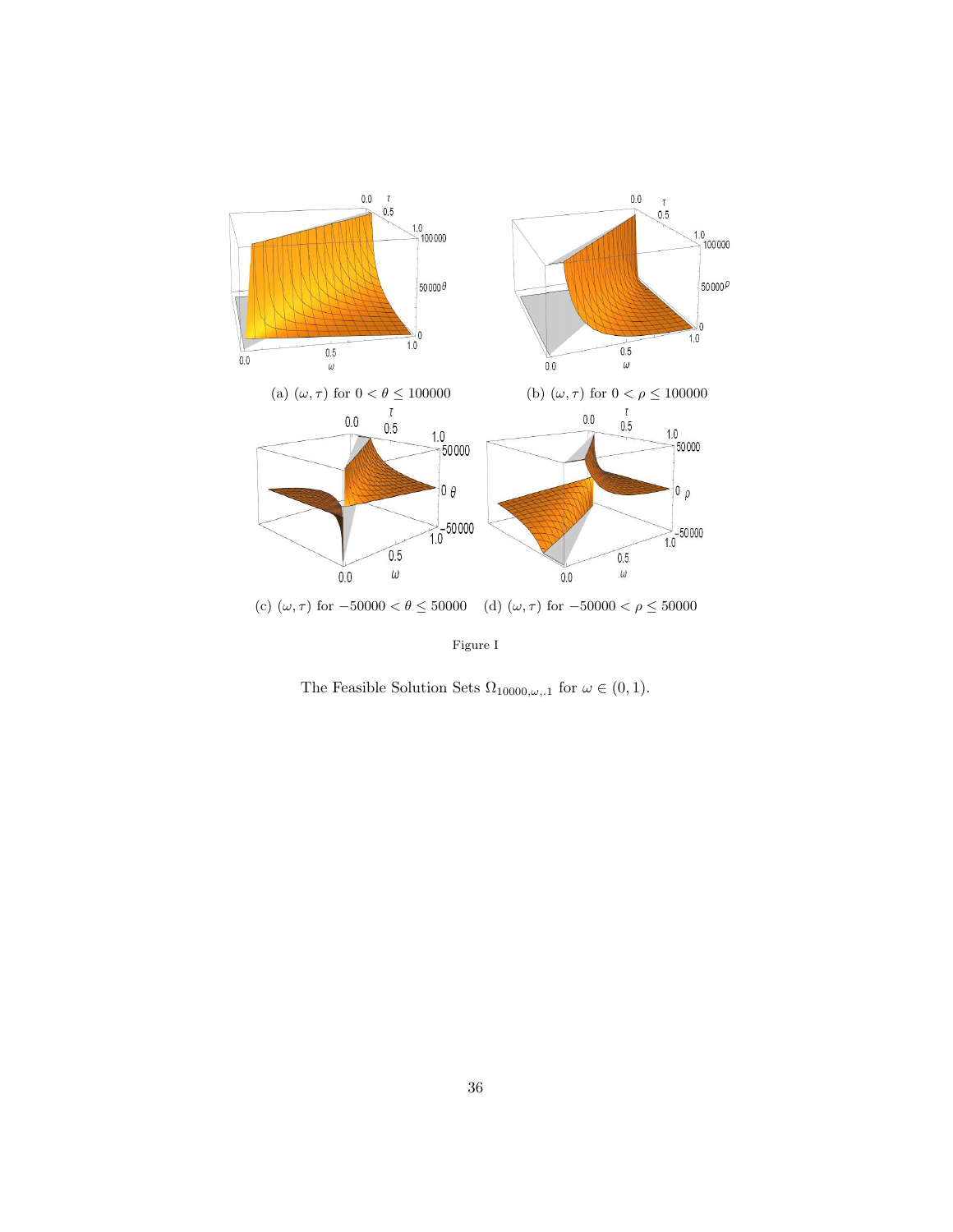0.0 $\tau$ 0.5 1.0 100000 50000 $\theta$ 0 0.0 0.5 1.0 $\omega$

(a) $(\omega, \tau)$ for $0 < \theta \leq 100000$

0.0 $\tau$ 0.5 1.0 100000 50000 $\rho$ 0 0.0 0.5 1.0 $\omega$

(b) $(\omega, \tau)$ for $0 < \rho \leq 100000$

0.0 $\tau$ 0.5 1.0 50000 0 $\theta$ -50000 0.0 0.5 1.0 $\omega$

(c) $(\omega, \tau)$ for $-50000 < \theta \leq 50000$

0.0 $\tau$ 0.5 1.0 50000 0 $\rho$ -50000 0.0 0.5 1.0 $\omega$

(d) $(\omega, \tau)$ for $-50000 < \rho \leq 50000$

Figure I

The Feasible Solution Sets $\Omega_{10000,\omega,.1}$ for $\omega \in (0, 1)$.